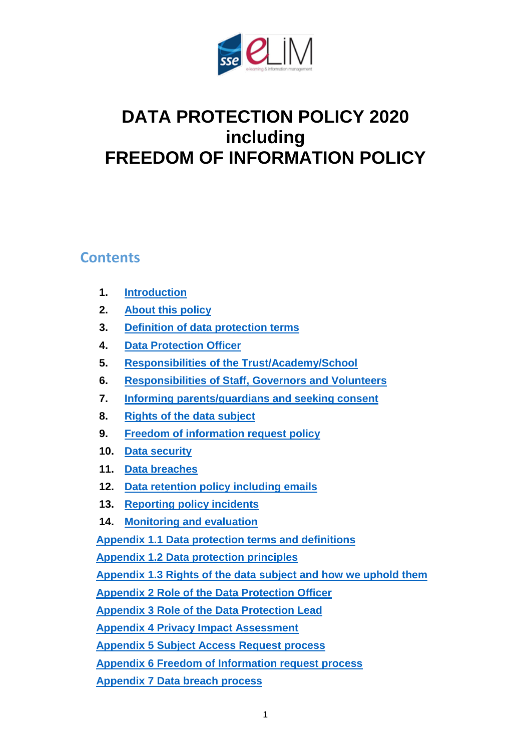# DATA PROTECTION POLICY 2020 including FREEDOM OF INFORMATION POLICY

## Contents

1. Introduction
2. About this policy
3. Definition of data protection terms
4. Data Protection Officer
5. Responsibilities of the Trust/Academy/School
6. Responsibilities of Staff, Governors and Volunteers
7. Informing parents/guardians and seeking consent
8. Rights of the data subject
9. Freedom of information request policy
10. Data security
11. Data breaches
12. Data retention policy including emails
13. Reporting policy incidents
14. Monitoring and evaluation

Appendix 1.1 Data protection terms and definitions

Appendix 1.2 Data protection principles

Appendix 1.3 Rights of the data subject and how we uphold them

Appendix 2 Role of the Data Protection Officer

Appendix 3 Role of the Data Protection Lead

Appendix 4 Privacy Impact Assessment

Appendix 5 Subject Access Request process

Appendix 6 Freedom of Information request process

Appendix 7 Data breach process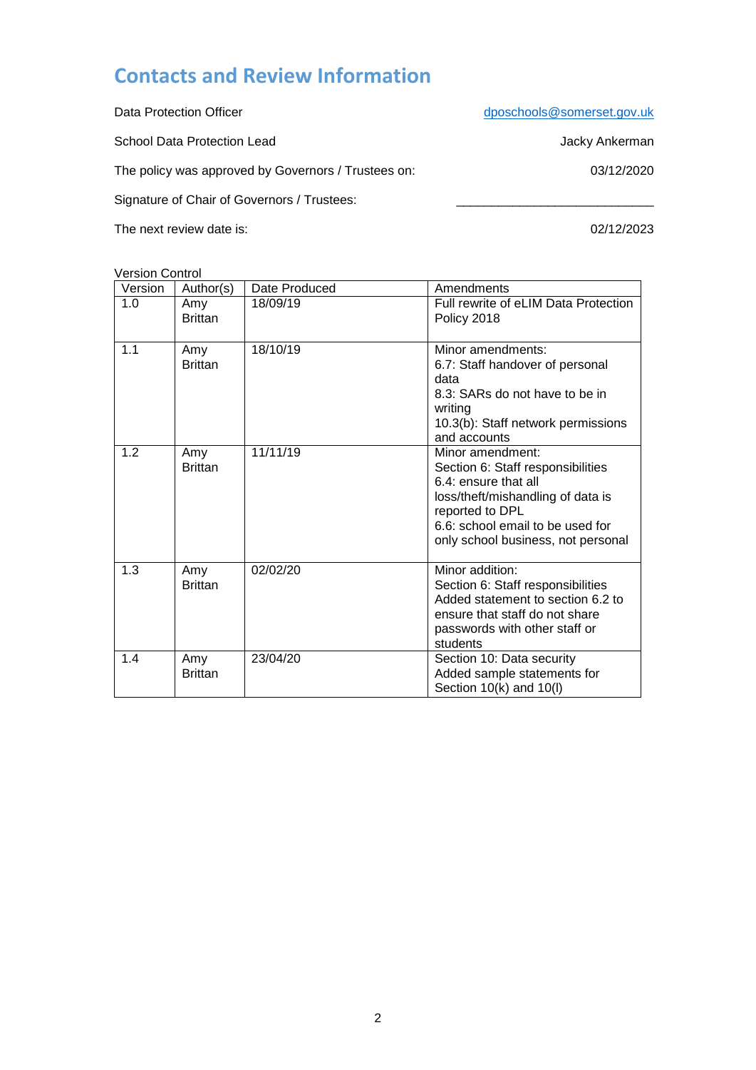# Contacts and Review Information

| | |
|---|---|
| Data Protection Officer | dposchools@somerset.gov.uk |
| School Data Protection Lead | Jacky Ankerman |
| The policy was approved by Governors / Trustees on: | 03/12/2020 |
| Signature of Chair of Governors / Trustees: | ___________________________ |
| The next review date is: | 02/12/2023 |

Version Control

| Version | Author(s) | Date Produced | Amendments |
|---|---|---|---|
| 1.0 | Amy Brittan | 18/09/19 | Full rewrite of eLIM Data Protection Policy 2018 |
| 1.1 | Amy Brittan | 18/10/19 | Minor amendments:<br>6.7: Staff handover of personal data<br>8.3: SARs do not have to be in writing<br>10.3(b): Staff network permissions and accounts |
| 1.2 | Amy Brittan | 11/11/19 | Minor amendment:<br>Section 6: Staff responsibilities<br>6.4: ensure that all loss/theft/mishandling of data is reported to DPL<br>6.6: school email to be used for only school business, not personal |
| 1.3 | Amy Brittan | 02/02/20 | Minor addition:<br>Section 6: Staff responsibilities<br>Added statement to section 6.2 to ensure that staff do not share passwords with other staff or students |
| 1.4 | Amy Brittan | 23/04/20 | Section 10: Data security<br>Added sample statements for Section 10(k) and 10(l) |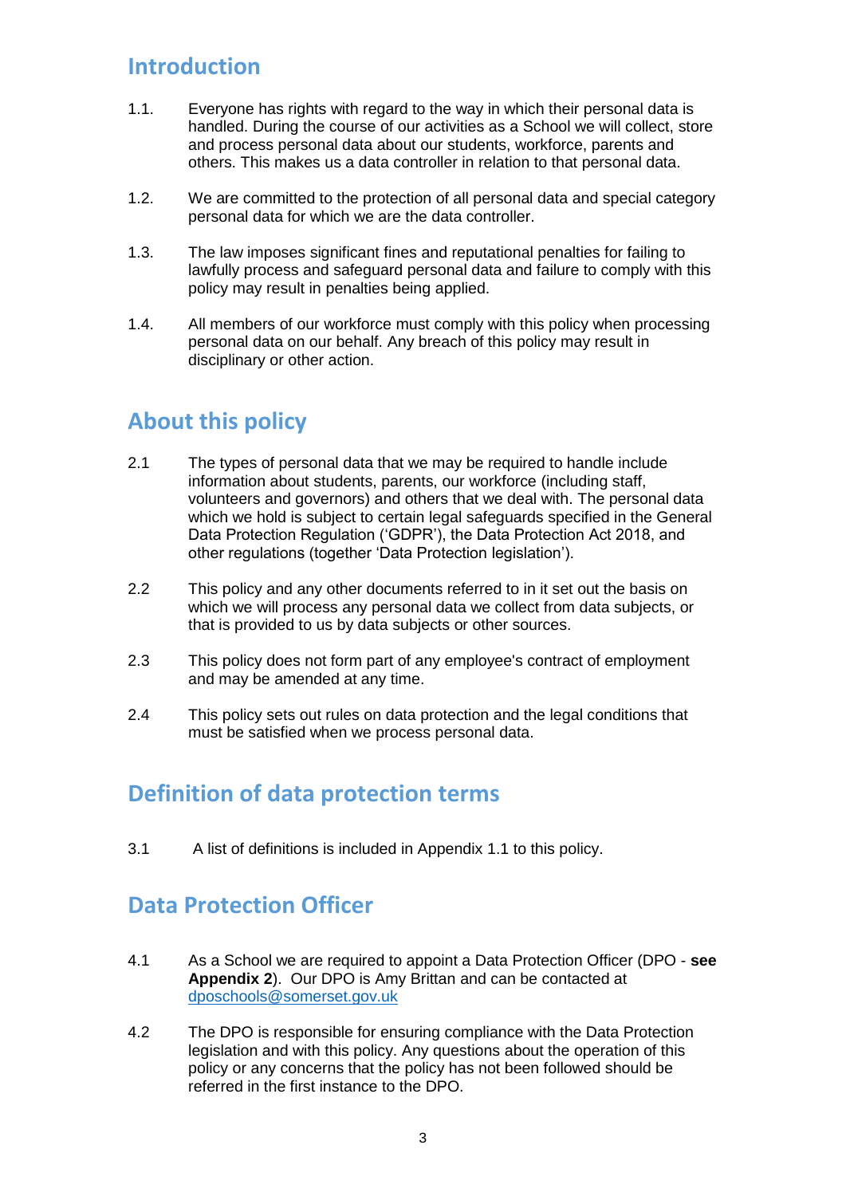## Introduction

1.1. Everyone has rights with regard to the way in which their personal data is handled. During the course of our activities as a School we will collect, store and process personal data about our students, workforce, parents and others. This makes us a data controller in relation to that personal data.

1.2. We are committed to the protection of all personal data and special category personal data for which we are the data controller.

1.3. The law imposes significant fines and reputational penalties for failing to lawfully process and safeguard personal data and failure to comply with this policy may result in penalties being applied.

1.4. All members of our workforce must comply with this policy when processing personal data on our behalf. Any breach of this policy may result in disciplinary or other action.

## About this policy

2.1 The types of personal data that we may be required to handle include information about students, parents, our workforce (including staff, volunteers and governors) and others that we deal with. The personal data which we hold is subject to certain legal safeguards specified in the General Data Protection Regulation ('GDPR'), the Data Protection Act 2018, and other regulations (together 'Data Protection legislation').

2.2 This policy and any other documents referred to in it set out the basis on which we will process any personal data we collect from data subjects, or that is provided to us by data subjects or other sources.

2.3 This policy does not form part of any employee's contract of employment and may be amended at any time.

2.4 This policy sets out rules on data protection and the legal conditions that must be satisfied when we process personal data.

## Definition of data protection terms

3.1 A list of definitions is included in Appendix 1.1 to this policy.

## Data Protection Officer

4.1 As a School we are required to appoint a Data Protection Officer (DPO - **see Appendix 2**). Our DPO is Amy Brittan and can be contacted at dposchools@somerset.gov.uk

4.2 The DPO is responsible for ensuring compliance with the Data Protection legislation and with this policy. Any questions about the operation of this policy or any concerns that the policy has not been followed should be referred in the first instance to the DPO.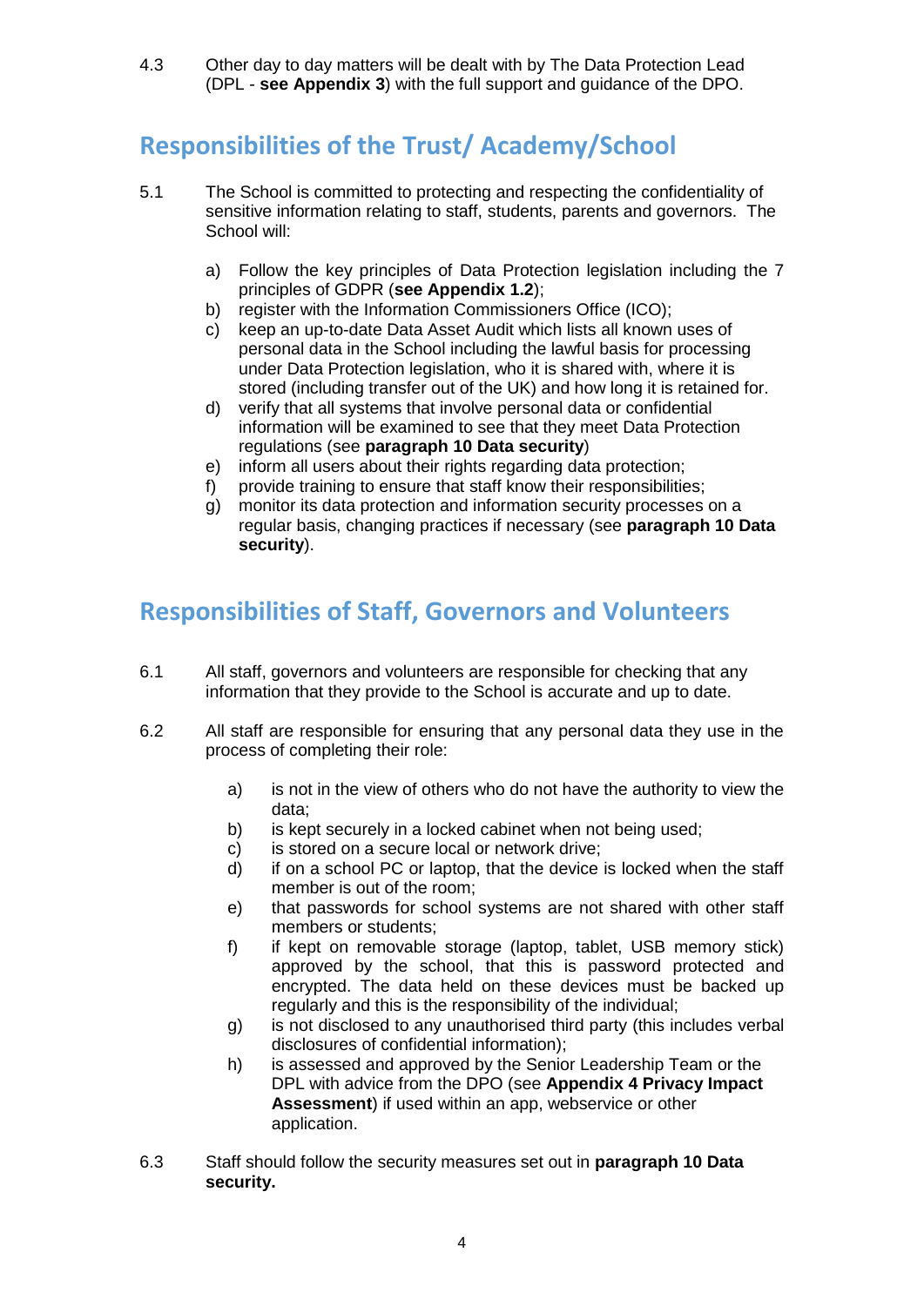4.3 Other day to day matters will be dealt with by The Data Protection Lead (DPL - **see Appendix 3**) with the full support and guidance of the DPO.

## Responsibilities of the Trust/ Academy/School

5.1 The School is committed to protecting and respecting the confidentiality of sensitive information relating to staff, students, parents and governors. The School will:

a) Follow the key principles of Data Protection legislation including the 7 principles of GDPR (**see Appendix 1.2**);
b) register with the Information Commissioners Office (ICO);
c) keep an up-to-date Data Asset Audit which lists all known uses of personal data in the School including the lawful basis for processing under Data Protection legislation, who it is shared with, where it is stored (including transfer out of the UK) and how long it is retained for.
d) verify that all systems that involve personal data or confidential information will be examined to see that they meet Data Protection regulations (see **paragraph 10 Data security**)
e) inform all users about their rights regarding data protection;
f) provide training to ensure that staff know their responsibilities;
g) monitor its data protection and information security processes on a regular basis, changing practices if necessary (see **paragraph 10 Data security**).

## Responsibilities of Staff, Governors and Volunteers

6.1 All staff, governors and volunteers are responsible for checking that any information that they provide to the School is accurate and up to date.

6.2 All staff are responsible for ensuring that any personal data they use in the process of completing their role:

a) is not in the view of others who do not have the authority to view the data;
b) is kept securely in a locked cabinet when not being used;
c) is stored on a secure local or network drive;
d) if on a school PC or laptop, that the device is locked when the staff member is out of the room;
e) that passwords for school systems are not shared with other staff members or students;
f) if kept on removable storage (laptop, tablet, USB memory stick) approved by the school, that this is password protected and encrypted. The data held on these devices must be backed up regularly and this is the responsibility of the individual;
g) is not disclosed to any unauthorised third party (this includes verbal disclosures of confidential information);
h) is assessed and approved by the Senior Leadership Team or the DPL with advice from the DPO (see **Appendix 4 Privacy Impact Assessment**) if used within an app, webservice or other application.

6.3 Staff should follow the security measures set out in **paragraph 10 Data security.**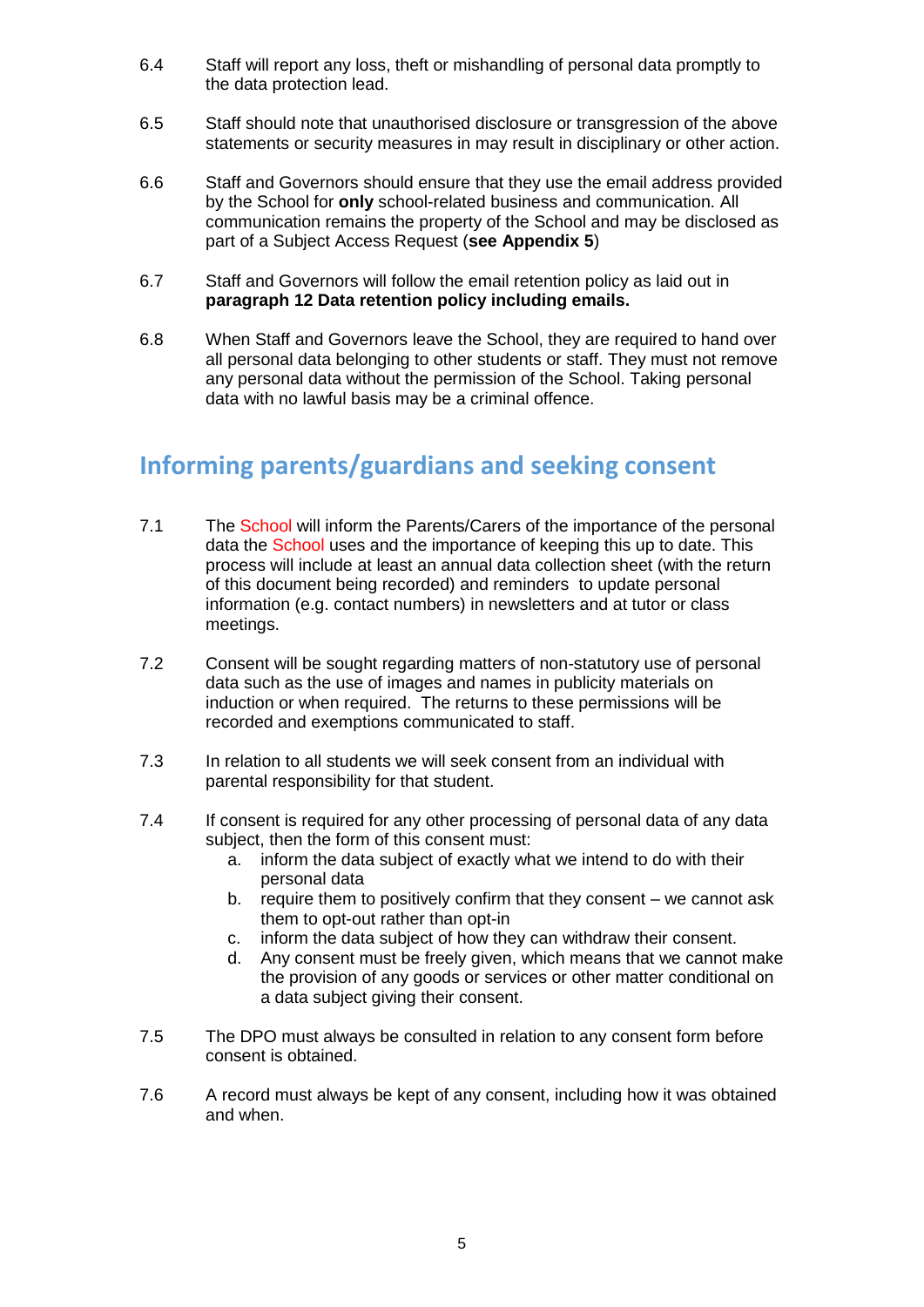6.4 Staff will report any loss, theft or mishandling of personal data promptly to the data protection lead.

6.5 Staff should note that unauthorised disclosure or transgression of the above statements or security measures in may result in disciplinary or other action.

6.6 Staff and Governors should ensure that they use the email address provided by the School for **only** school-related business and communication. All communication remains the property of the School and may be disclosed as part of a Subject Access Request (**see Appendix 5**)

6.7 Staff and Governors will follow the email retention policy as laid out in **paragraph 12 Data retention policy including emails.**

6.8 When Staff and Governors leave the School, they are required to hand over all personal data belonging to other students or staff. They must not remove any personal data without the permission of the School. Taking personal data with no lawful basis may be a criminal offence.

## Informing parents/guardians and seeking consent

7.1 The School will inform the Parents/Carers of the importance of the personal data the School uses and the importance of keeping this up to date. This process will include at least an annual data collection sheet (with the return of this document being recorded) and reminders to update personal information (e.g. contact numbers) in newsletters and at tutor or class meetings.

7.2 Consent will be sought regarding matters of non-statutory use of personal data such as the use of images and names in publicity materials on induction or when required. The returns to these permissions will be recorded and exemptions communicated to staff.

7.3 In relation to all students we will seek consent from an individual with parental responsibility for that student.

7.4 If consent is required for any other processing of personal data of any data subject, then the form of this consent must:

  a. inform the data subject of exactly what we intend to do with their personal data
  b. require them to positively confirm that they consent – we cannot ask them to opt-out rather than opt-in
  c. inform the data subject of how they can withdraw their consent.
  d. Any consent must be freely given, which means that we cannot make the provision of any goods or services or other matter conditional on a data subject giving their consent.

7.5 The DPO must always be consulted in relation to any consent form before consent is obtained.

7.6 A record must always be kept of any consent, including how it was obtained and when.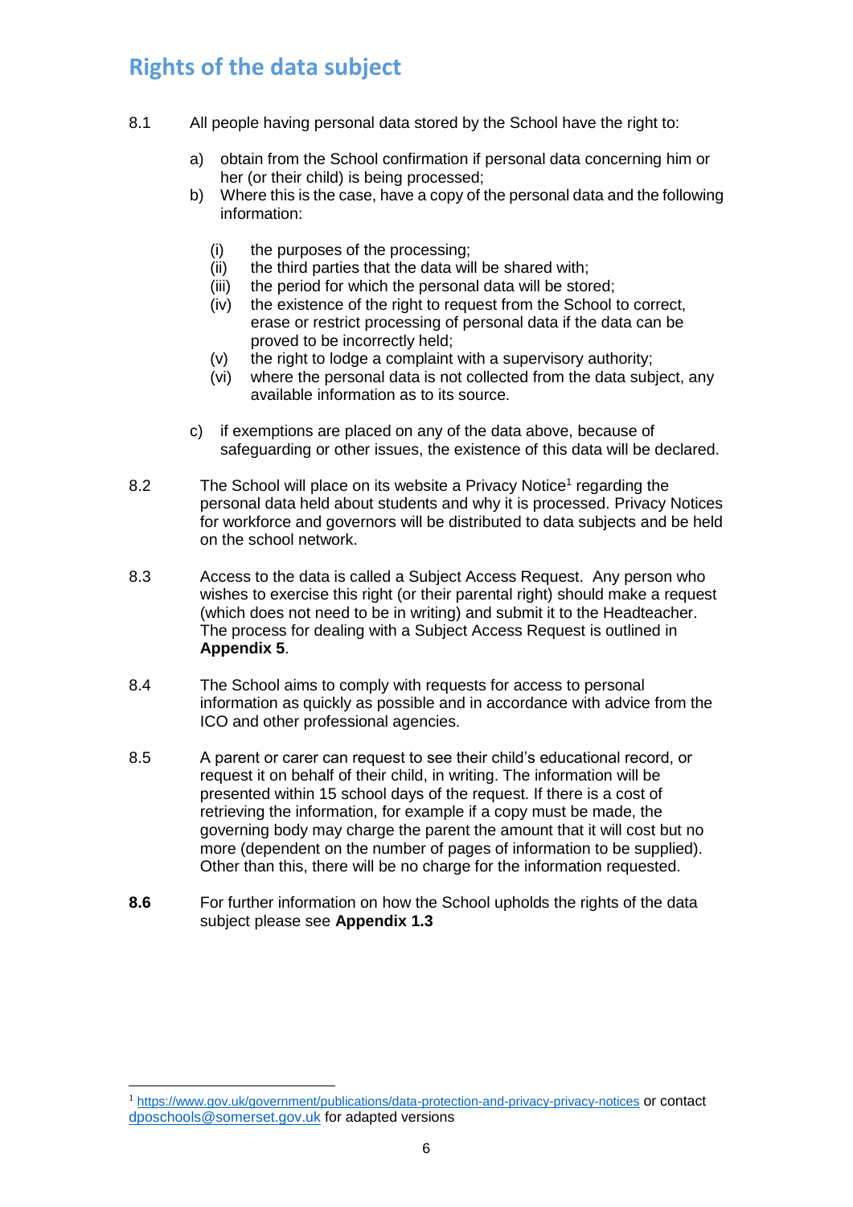## Rights of the data subject

8.1 All people having personal data stored by the School have the right to:

a) obtain from the School confirmation if personal data concerning him or her (or their child) is being processed;
b) Where this is the case, have a copy of the personal data and the following information:
   (i) the purposes of the processing;
   (ii) the third parties that the data will be shared with;
   (iii) the period for which the personal data will be stored;
   (iv) the existence of the right to request from the School to correct, erase or restrict processing of personal data if the data can be proved to be incorrectly held;
   (v) the right to lodge a complaint with a supervisory authority;
   (vi) where the personal data is not collected from the data subject, any available information as to its source.
c) if exemptions are placed on any of the data above, because of safeguarding or other issues, the existence of this data will be declared.

8.2 The School will place on its website a Privacy Notice[1] regarding the personal data held about students and why it is processed. Privacy Notices for workforce and governors will be distributed to data subjects and be held on the school network.

8.3 Access to the data is called a Subject Access Request. Any person who wishes to exercise this right (or their parental right) should make a request (which does not need to be in writing) and submit it to the Headteacher. The process for dealing with a Subject Access Request is outlined in **Appendix 5**.

8.4 The School aims to comply with requests for access to personal information as quickly as possible and in accordance with advice from the ICO and other professional agencies.

8.5 A parent or carer can request to see their child's educational record, or request it on behalf of their child, in writing. The information will be presented within 15 school days of the request. If there is a cost of retrieving the information, for example if a copy must be made, the governing body may charge the parent the amount that it will cost but no more (dependent on the number of pages of information to be supplied). Other than this, there will be no charge for the information requested.

**8.6** For further information on how the School upholds the rights of the data subject please see **Appendix 1.3**

---

[1] https://www.gov.uk/government/publications/data-protection-and-privacy-privacy-notices or contact dposchools@somerset.gov.uk for adapted versions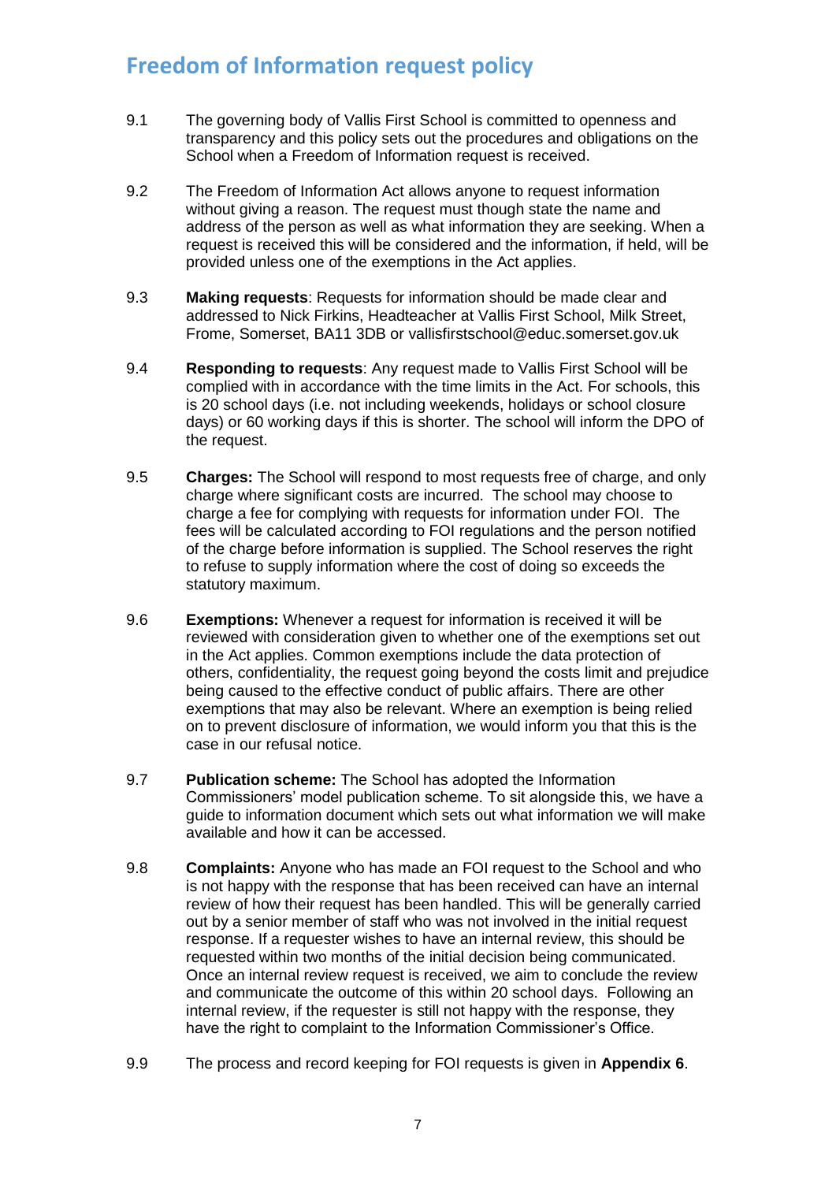# Freedom of Information request policy

9.1 The governing body of Vallis First School is committed to openness and transparency and this policy sets out the procedures and obligations on the School when a Freedom of Information request is received.

9.2 The Freedom of Information Act allows anyone to request information without giving a reason. The request must though state the name and address of the person as well as what information they are seeking. When a request is received this will be considered and the information, if held, will be provided unless one of the exemptions in the Act applies.

9.3 **Making requests**: Requests for information should be made clear and addressed to Nick Firkins, Headteacher at Vallis First School, Milk Street, Frome, Somerset, BA11 3DB or vallisfirstschool@educ.somerset.gov.uk

9.4 **Responding to requests**: Any request made to Vallis First School will be complied with in accordance with the time limits in the Act. For schools, this is 20 school days (i.e. not including weekends, holidays or school closure days) or 60 working days if this is shorter. The school will inform the DPO of the request.

9.5 **Charges:** The School will respond to most requests free of charge, and only charge where significant costs are incurred. The school may choose to charge a fee for complying with requests for information under FOI. The fees will be calculated according to FOI regulations and the person notified of the charge before information is supplied. The School reserves the right to refuse to supply information where the cost of doing so exceeds the statutory maximum.

9.6 **Exemptions:** Whenever a request for information is received it will be reviewed with consideration given to whether one of the exemptions set out in the Act applies. Common exemptions include the data protection of others, confidentiality, the request going beyond the costs limit and prejudice being caused to the effective conduct of public affairs. There are other exemptions that may also be relevant. Where an exemption is being relied on to prevent disclosure of information, we would inform you that this is the case in our refusal notice.

9.7 **Publication scheme:** The School has adopted the Information Commissioners' model publication scheme. To sit alongside this, we have a guide to information document which sets out what information we will make available and how it can be accessed.

9.8 **Complaints:** Anyone who has made an FOI request to the School and who is not happy with the response that has been received can have an internal review of how their request has been handled. This will be generally carried out by a senior member of staff who was not involved in the initial request response. If a requester wishes to have an internal review, this should be requested within two months of the initial decision being communicated. Once an internal review request is received, we aim to conclude the review and communicate the outcome of this within 20 school days. Following an internal review, if the requester is still not happy with the response, they have the right to complaint to the Information Commissioner's Office.

9.9 The process and record keeping for FOI requests is given in **Appendix 6**.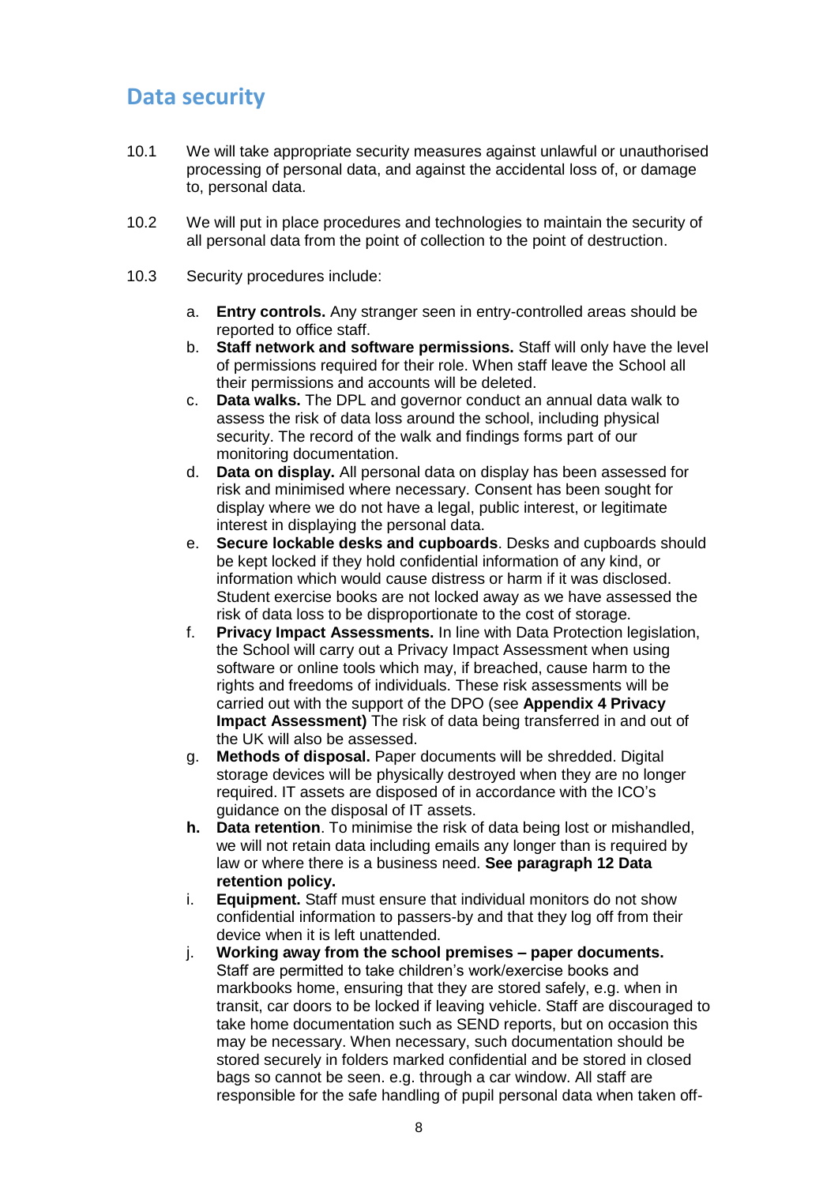## Data security

10.1 We will take appropriate security measures against unlawful or unauthorised processing of personal data, and against the accidental loss of, or damage to, personal data.

10.2 We will put in place procedures and technologies to maintain the security of all personal data from the point of collection to the point of destruction.

10.3 Security procedures include:

a. **Entry controls.** Any stranger seen in entry-controlled areas should be reported to office staff.

b. **Staff network and software permissions.** Staff will only have the level of permissions required for their role. When staff leave the School all their permissions and accounts will be deleted.

c. **Data walks.** The DPL and governor conduct an annual data walk to assess the risk of data loss around the school, including physical security. The record of the walk and findings forms part of our monitoring documentation.

d. **Data on display.** All personal data on display has been assessed for risk and minimised where necessary. Consent has been sought for display where we do not have a legal, public interest, or legitimate interest in displaying the personal data.

e. **Secure lockable desks and cupboards**. Desks and cupboards should be kept locked if they hold confidential information of any kind, or information which would cause distress or harm if it was disclosed. Student exercise books are not locked away as we have assessed the risk of data loss to be disproportionate to the cost of storage.

f. **Privacy Impact Assessments.** In line with Data Protection legislation, the School will carry out a Privacy Impact Assessment when using software or online tools which may, if breached, cause harm to the rights and freedoms of individuals. These risk assessments will be carried out with the support of the DPO (see **Appendix 4 Privacy Impact Assessment)** The risk of data being transferred in and out of the UK will also be assessed.

g. **Methods of disposal.** Paper documents will be shredded. Digital storage devices will be physically destroyed when they are no longer required. IT assets are disposed of in accordance with the ICO's guidance on the disposal of IT assets.

**h.** **Data retention**. To minimise the risk of data being lost or mishandled, we will not retain data including emails any longer than is required by law or where there is a business need. **See paragraph 12 Data retention policy.**

i. **Equipment.** Staff must ensure that individual monitors do not show confidential information to passers-by and that they log off from their device when it is left unattended.

j. **Working away from the school premises – paper documents.** Staff are permitted to take children's work/exercise books and markbooks home, ensuring that they are stored safely, e.g. when in transit, car doors to be locked if leaving vehicle. Staff are discouraged to take home documentation such as SEND reports, but on occasion this may be necessary. When necessary, such documentation should be stored securely in folders marked confidential and be stored in closed bags so cannot be seen. e.g. through a car window. All staff are responsible for the safe handling of pupil personal data when taken off-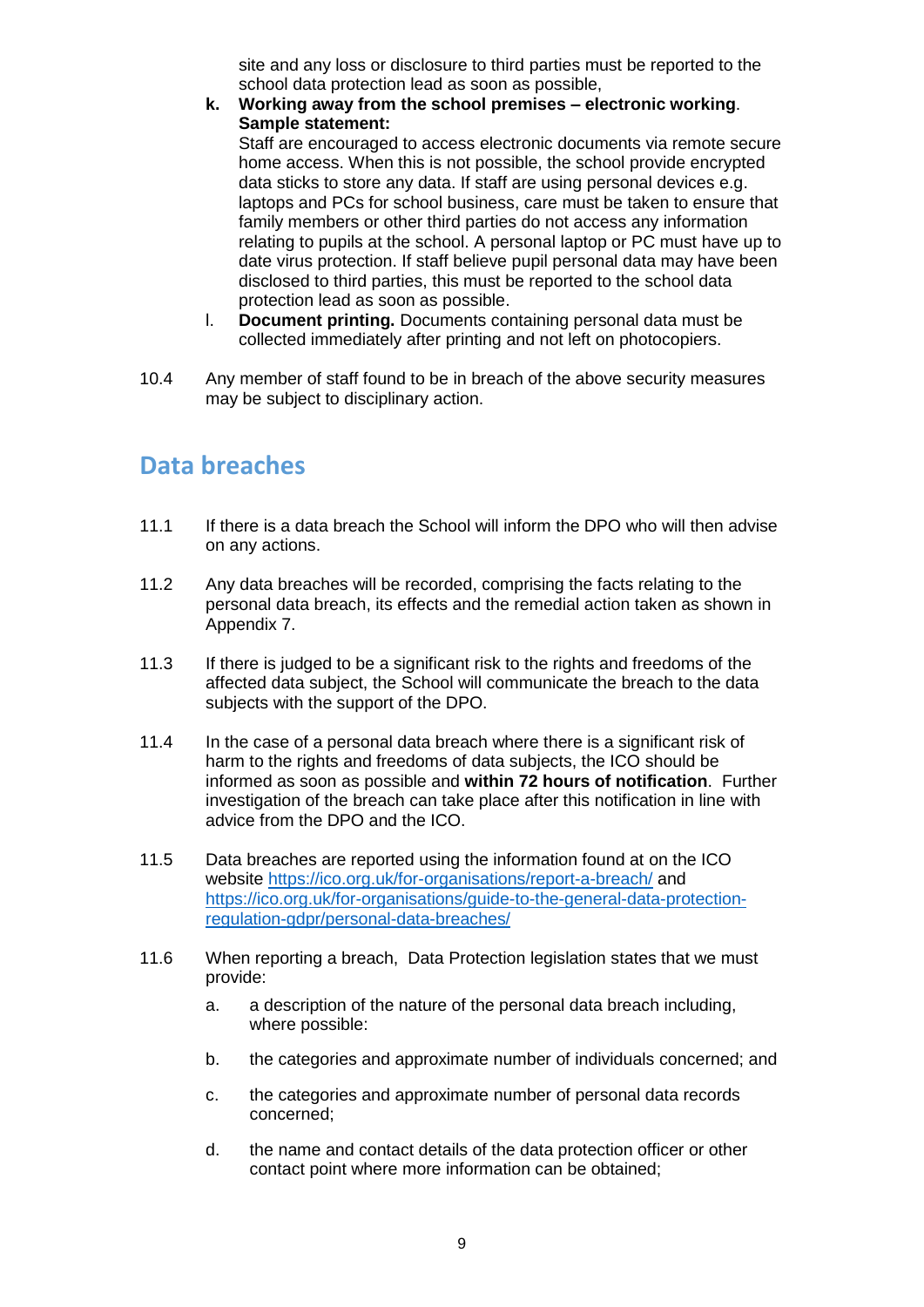site and any loss or disclosure to third parties must be reported to the school data protection lead as soon as possible,

k. **Working away from the school premises – electronic working**. **Sample statement:**
   Staff are encouraged to access electronic documents via remote secure home access. When this is not possible, the school provide encrypted data sticks to store any data. If staff are using personal devices e.g. laptops and PCs for school business, care must be taken to ensure that family members or other third parties do not access any information relating to pupils at the school. A personal laptop or PC must have up to date virus protection. If staff believe pupil personal data may have been disclosed to third parties, this must be reported to the school data protection lead as soon as possible.

l. **Document printing.** Documents containing personal data must be collected immediately after printing and not left on photocopiers.

10.4 Any member of staff found to be in breach of the above security measures may be subject to disciplinary action.

## Data breaches

11.1 If there is a data breach the School will inform the DPO who will then advise on any actions.

11.2 Any data breaches will be recorded, comprising the facts relating to the personal data breach, its effects and the remedial action taken as shown in Appendix 7.

11.3 If there is judged to be a significant risk to the rights and freedoms of the affected data subject, the School will communicate the breach to the data subjects with the support of the DPO.

11.4 In the case of a personal data breach where there is a significant risk of harm to the rights and freedoms of data subjects, the ICO should be informed as soon as possible and **within 72 hours of notification**. Further investigation of the breach can take place after this notification in line with advice from the DPO and the ICO.

11.5 Data breaches are reported using the information found at on the ICO website https://ico.org.uk/for-organisations/report-a-breach/ and https://ico.org.uk/for-organisations/guide-to-the-general-data-protection-regulation-gdpr/personal-data-breaches/

11.6 When reporting a breach, Data Protection legislation states that we must provide:

a. a description of the nature of the personal data breach including, where possible:

b. the categories and approximate number of individuals concerned; and

c. the categories and approximate number of personal data records concerned;

d. the name and contact details of the data protection officer or other contact point where more information can be obtained;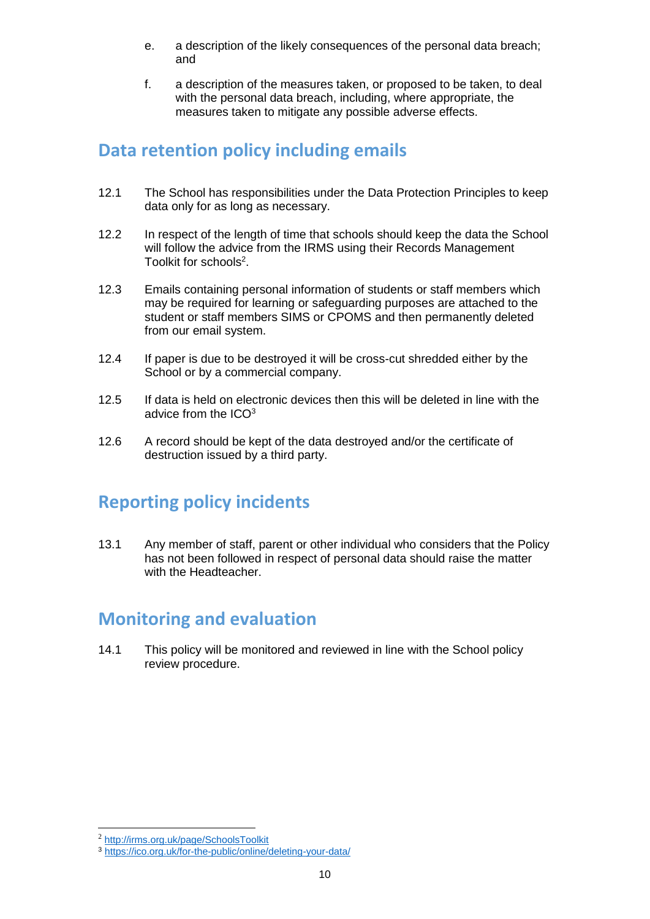e. a description of the likely consequences of the personal data breach; and

f. a description of the measures taken, or proposed to be taken, to deal with the personal data breach, including, where appropriate, the measures taken to mitigate any possible adverse effects.

## Data retention policy including emails

12.1 The School has responsibilities under the Data Protection Principles to keep data only for as long as necessary.

12.2 In respect of the length of time that schools should keep the data the School will follow the advice from the IRMS using their Records Management Toolkit for schools[2].

12.3 Emails containing personal information of students or staff members which may be required for learning or safeguarding purposes are attached to the student or staff members SIMS or CPOMS and then permanently deleted from our email system.

12.4 If paper is due to be destroyed it will be cross-cut shredded either by the School or by a commercial company.

12.5 If data is held on electronic devices then this will be deleted in line with the advice from the ICO[3]

12.6 A record should be kept of the data destroyed and/or the certificate of destruction issued by a third party.

## Reporting policy incidents

13.1 Any member of staff, parent or other individual who considers that the Policy has not been followed in respect of personal data should raise the matter with the Headteacher.

## Monitoring and evaluation

14.1 This policy will be monitored and reviewed in line with the School policy review procedure.

---

[2] http://irms.org.uk/page/SchoolsToolkit

[3] https://ico.org.uk/for-the-public/online/deleting-your-data/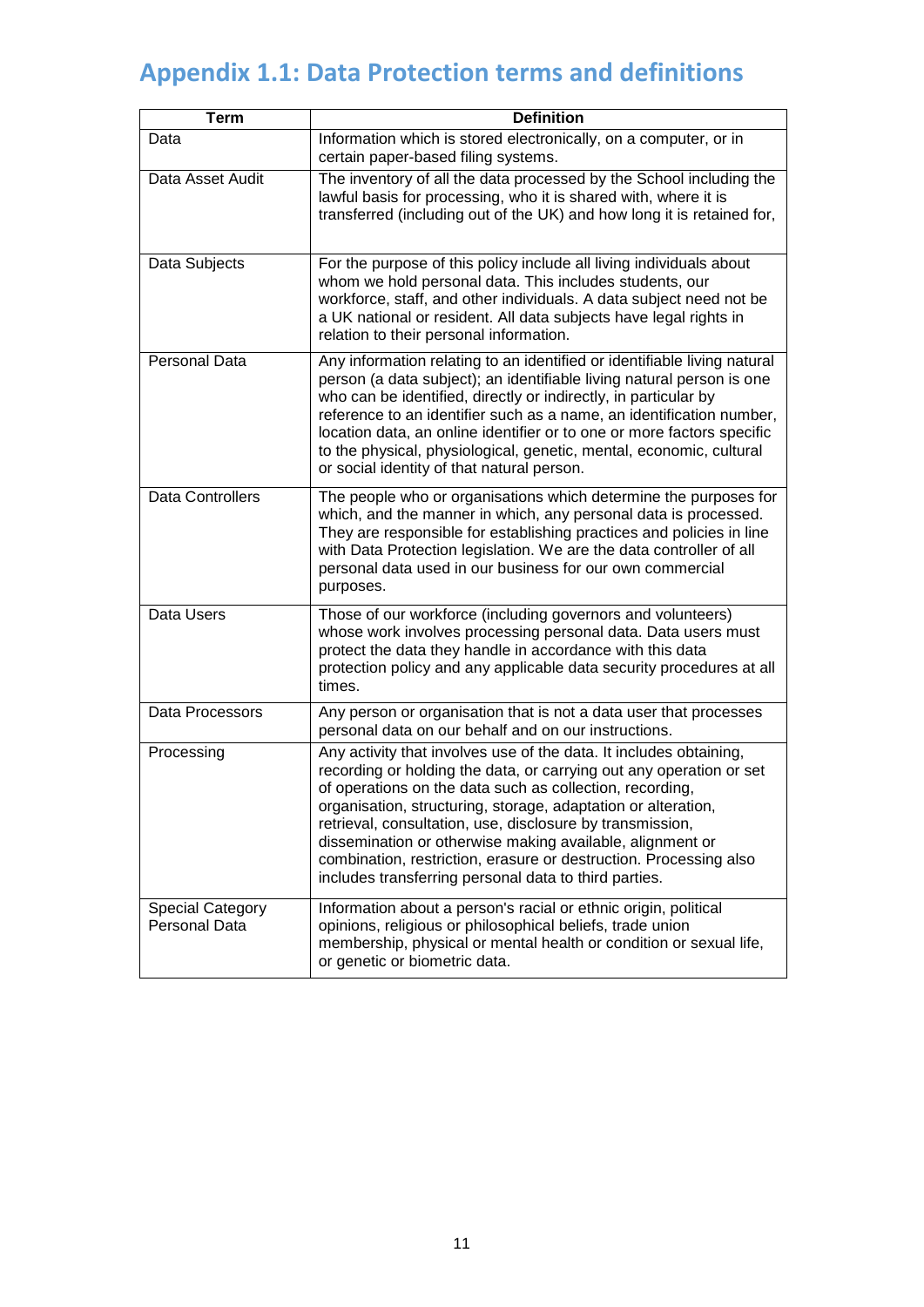## Appendix 1.1: Data Protection terms and definitions

| Term | Definition |
|---|---|
| Data | Information which is stored electronically, on a computer, or in certain paper-based filing systems. |
| Data Asset Audit | The inventory of all the data processed by the School including the lawful basis for processing, who it is shared with, where it is transferred (including out of the UK) and how long it is retained for, |
| Data Subjects | For the purpose of this policy include all living individuals about whom we hold personal data. This includes students, our workforce, staff, and other individuals. A data subject need not be a UK national or resident. All data subjects have legal rights in relation to their personal information. |
| Personal Data | Any information relating to an identified or identifiable living natural person (a data subject); an identifiable living natural person is one who can be identified, directly or indirectly, in particular by reference to an identifier such as a name, an identification number, location data, an online identifier or to one or more factors specific to the physical, physiological, genetic, mental, economic, cultural or social identity of that natural person. |
| Data Controllers | The people who or organisations which determine the purposes for which, and the manner in which, any personal data is processed. They are responsible for establishing practices and policies in line with Data Protection legislation. We are the data controller of all personal data used in our business for our own commercial purposes. |
| Data Users | Those of our workforce (including governors and volunteers) whose work involves processing personal data. Data users must protect the data they handle in accordance with this data protection policy and any applicable data security procedures at all times. |
| Data Processors | Any person or organisation that is not a data user that processes personal data on our behalf and on our instructions. |
| Processing | Any activity that involves use of the data. It includes obtaining, recording or holding the data, or carrying out any operation or set of operations on the data such as collection, recording, organisation, structuring, storage, adaptation or alteration, retrieval, consultation, use, disclosure by transmission, dissemination or otherwise making available, alignment or combination, restriction, erasure or destruction. Processing also includes transferring personal data to third parties. |
| Special Category Personal Data | Information about a person's racial or ethnic origin, political opinions, religious or philosophical beliefs, trade union membership, physical or mental health or condition or sexual life, or genetic or biometric data. |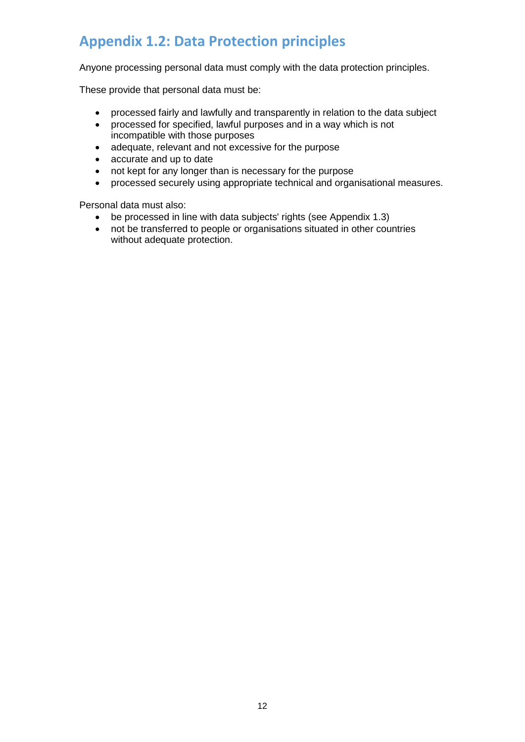## Appendix 1.2: Data Protection principles

Anyone processing personal data must comply with the data protection principles.

These provide that personal data must be:

- processed fairly and lawfully and transparently in relation to the data subject
- processed for specified, lawful purposes and in a way which is not incompatible with those purposes
- adequate, relevant and not excessive for the purpose
- accurate and up to date
- not kept for any longer than is necessary for the purpose
- processed securely using appropriate technical and organisational measures.

Personal data must also:

- be processed in line with data subjects' rights (see Appendix 1.3)
- not be transferred to people or organisations situated in other countries without adequate protection.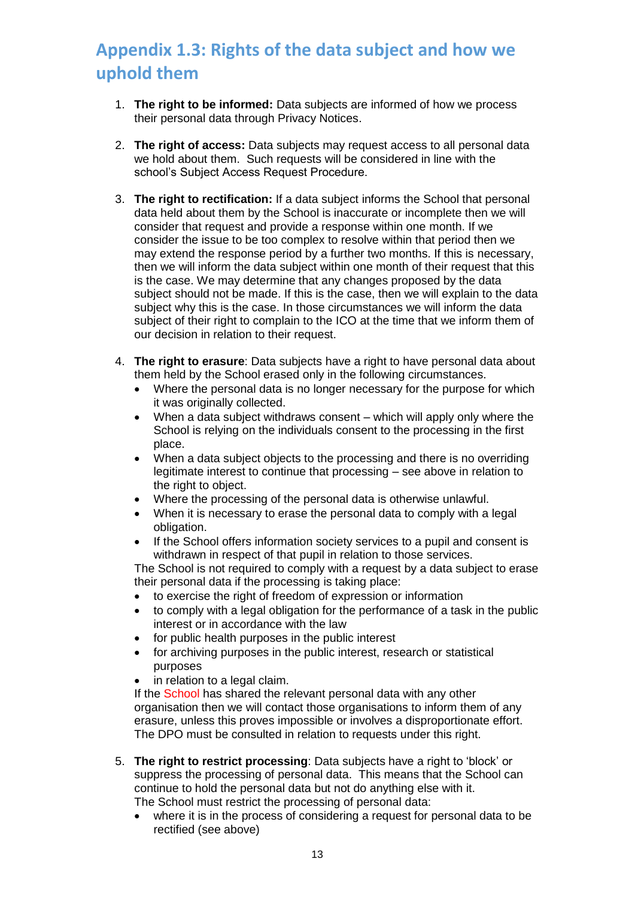## Appendix 1.3: Rights of the data subject and how we uphold them

1. **The right to be informed:** Data subjects are informed of how we process their personal data through Privacy Notices.

2. **The right of access:** Data subjects may request access to all personal data we hold about them. Such requests will be considered in line with the school's Subject Access Request Procedure.

3. **The right to rectification:** If a data subject informs the School that personal data held about them by the School is inaccurate or incomplete then we will consider that request and provide a response within one month. If we consider the issue to be too complex to resolve within that period then we may extend the response period by a further two months. If this is necessary, then we will inform the data subject within one month of their request that this is the case. We may determine that any changes proposed by the data subject should not be made. If this is the case, then we will explain to the data subject why this is the case. In those circumstances we will inform the data subject of their right to complain to the ICO at the time that we inform them of our decision in relation to their request.

4. **The right to erasure**: Data subjects have a right to have personal data about them held by the School erased only in the following circumstances.
   - Where the personal data is no longer necessary for the purpose for which it was originally collected.
   - When a data subject withdraws consent – which will apply only where the School is relying on the individuals consent to the processing in the first place.
   - When a data subject objects to the processing and there is no overriding legitimate interest to continue that processing – see above in relation to the right to object.
   - Where the processing of the personal data is otherwise unlawful.
   - When it is necessary to erase the personal data to comply with a legal obligation.
   - If the School offers information society services to a pupil and consent is withdrawn in respect of that pupil in relation to those services.

   The School is not required to comply with a request by a data subject to erase their personal data if the processing is taking place:
   - to exercise the right of freedom of expression or information
   - to comply with a legal obligation for the performance of a task in the public interest or in accordance with the law
   - for public health purposes in the public interest
   - for archiving purposes in the public interest, research or statistical purposes
   - in relation to a legal claim.

   If the School has shared the relevant personal data with any other organisation then we will contact those organisations to inform them of any erasure, unless this proves impossible or involves a disproportionate effort. The DPO must be consulted in relation to requests under this right.

5. **The right to restrict processing**: Data subjects have a right to 'block' or suppress the processing of personal data. This means that the School can continue to hold the personal data but not do anything else with it.
   The School must restrict the processing of personal data:
   - where it is in the process of considering a request for personal data to be rectified (see above)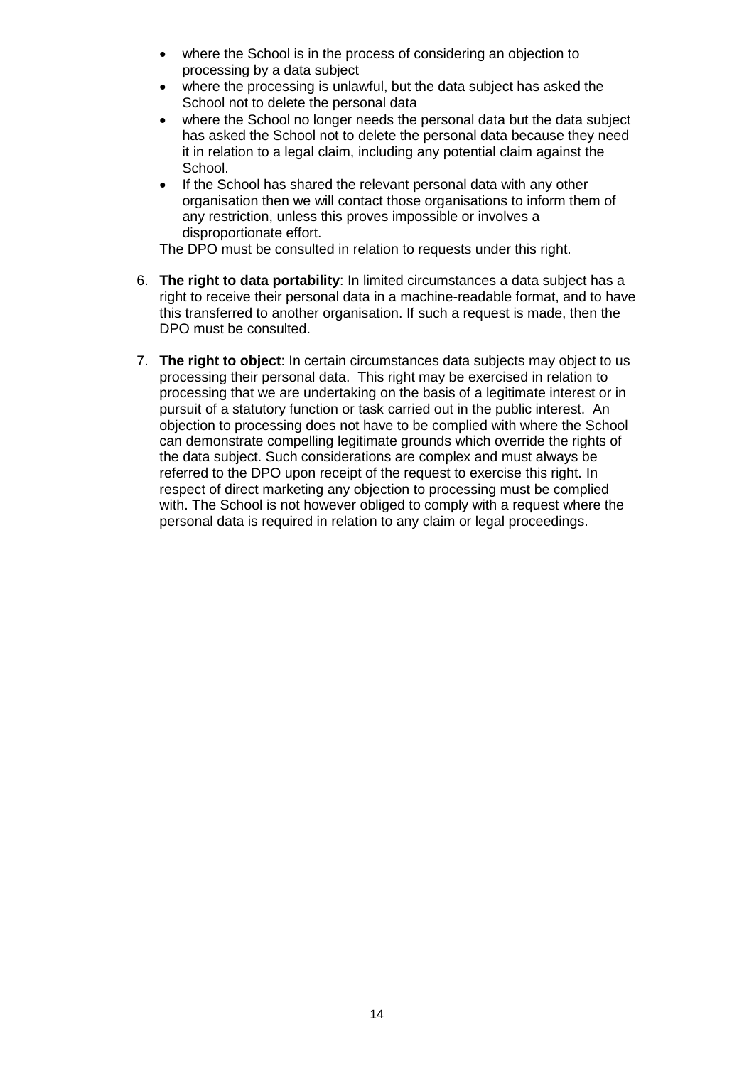- where the School is in the process of considering an objection to processing by a data subject
- where the processing is unlawful, but the data subject has asked the School not to delete the personal data
- where the School no longer needs the personal data but the data subject has asked the School not to delete the personal data because they need it in relation to a legal claim, including any potential claim against the School.
- If the School has shared the relevant personal data with any other organisation then we will contact those organisations to inform them of any restriction, unless this proves impossible or involves a disproportionate effort.

The DPO must be consulted in relation to requests under this right.

6. **The right to data portability**: In limited circumstances a data subject has a right to receive their personal data in a machine-readable format, and to have this transferred to another organisation. If such a request is made, then the DPO must be consulted.

7. **The right to object**: In certain circumstances data subjects may object to us processing their personal data. This right may be exercised in relation to processing that we are undertaking on the basis of a legitimate interest or in pursuit of a statutory function or task carried out in the public interest. An objection to processing does not have to be complied with where the School can demonstrate compelling legitimate grounds which override the rights of the data subject. Such considerations are complex and must always be referred to the DPO upon receipt of the request to exercise this right. In respect of direct marketing any objection to processing must be complied with. The School is not however obliged to comply with a request where the personal data is required in relation to any claim or legal proceedings.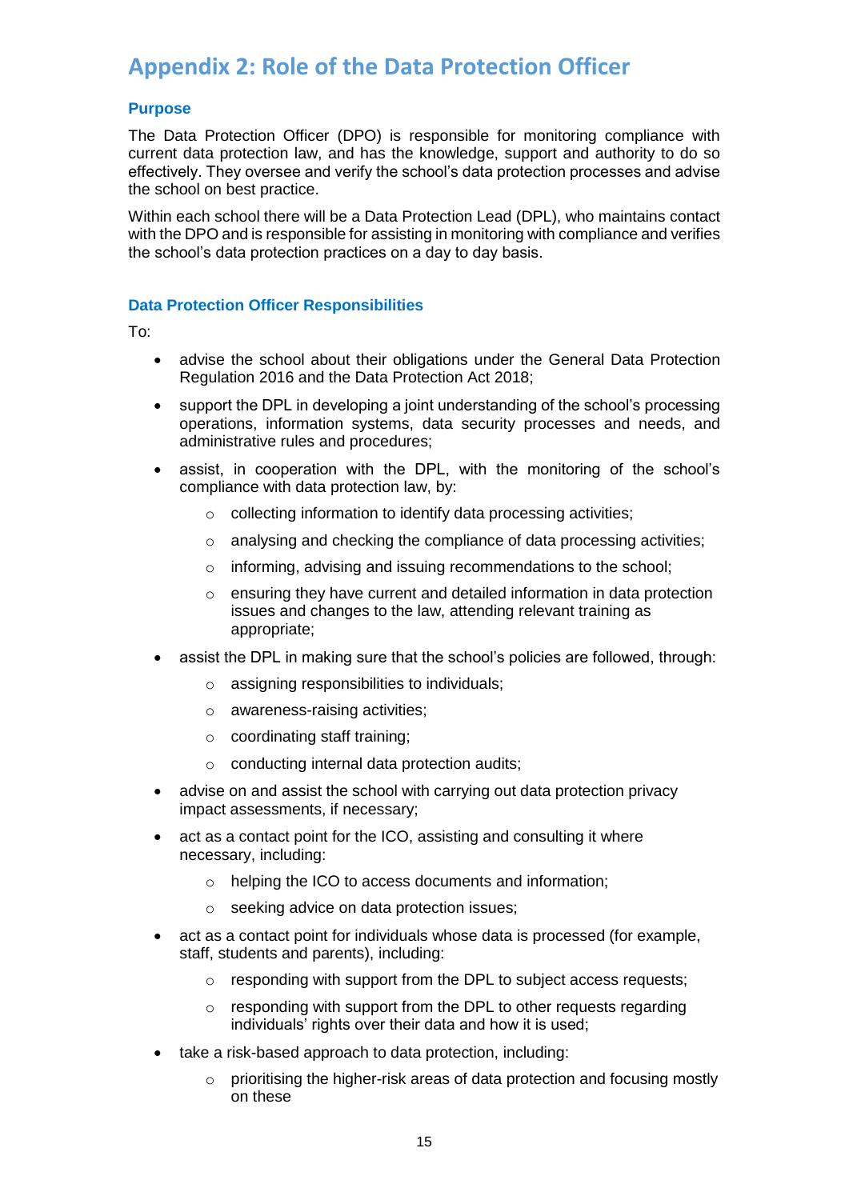# Appendix 2: Role of the Data Protection Officer

### Purpose

The Data Protection Officer (DPO) is responsible for monitoring compliance with current data protection law, and has the knowledge, support and authority to do so effectively. They oversee and verify the school's data protection processes and advise the school on best practice.

Within each school there will be a Data Protection Lead (DPL), who maintains contact with the DPO and is responsible for assisting in monitoring with compliance and verifies the school's data protection practices on a day to day basis.

### Data Protection Officer Responsibilities

To:

- advise the school about their obligations under the General Data Protection Regulation 2016 and the Data Protection Act 2018;
- support the DPL in developing a joint understanding of the school's processing operations, information systems, data security processes and needs, and administrative rules and procedures;
- assist, in cooperation with the DPL, with the monitoring of the school's compliance with data protection law, by:
  - collecting information to identify data processing activities;
  - analysing and checking the compliance of data processing activities;
  - informing, advising and issuing recommendations to the school;
  - ensuring they have current and detailed information in data protection issues and changes to the law, attending relevant training as appropriate;
- assist the DPL in making sure that the school's policies are followed, through:
  - assigning responsibilities to individuals;
  - awareness-raising activities;
  - coordinating staff training;
  - conducting internal data protection audits;
- advise on and assist the school with carrying out data protection privacy impact assessments, if necessary;
- act as a contact point for the ICO, assisting and consulting it where necessary, including:
  - helping the ICO to access documents and information;
  - seeking advice on data protection issues;
- act as a contact point for individuals whose data is processed (for example, staff, students and parents), including:
  - responding with support from the DPL to subject access requests;
  - responding with support from the DPL to other requests regarding individuals' rights over their data and how it is used;
- take a risk-based approach to data protection, including:
  - prioritising the higher-risk areas of data protection and focusing mostly on these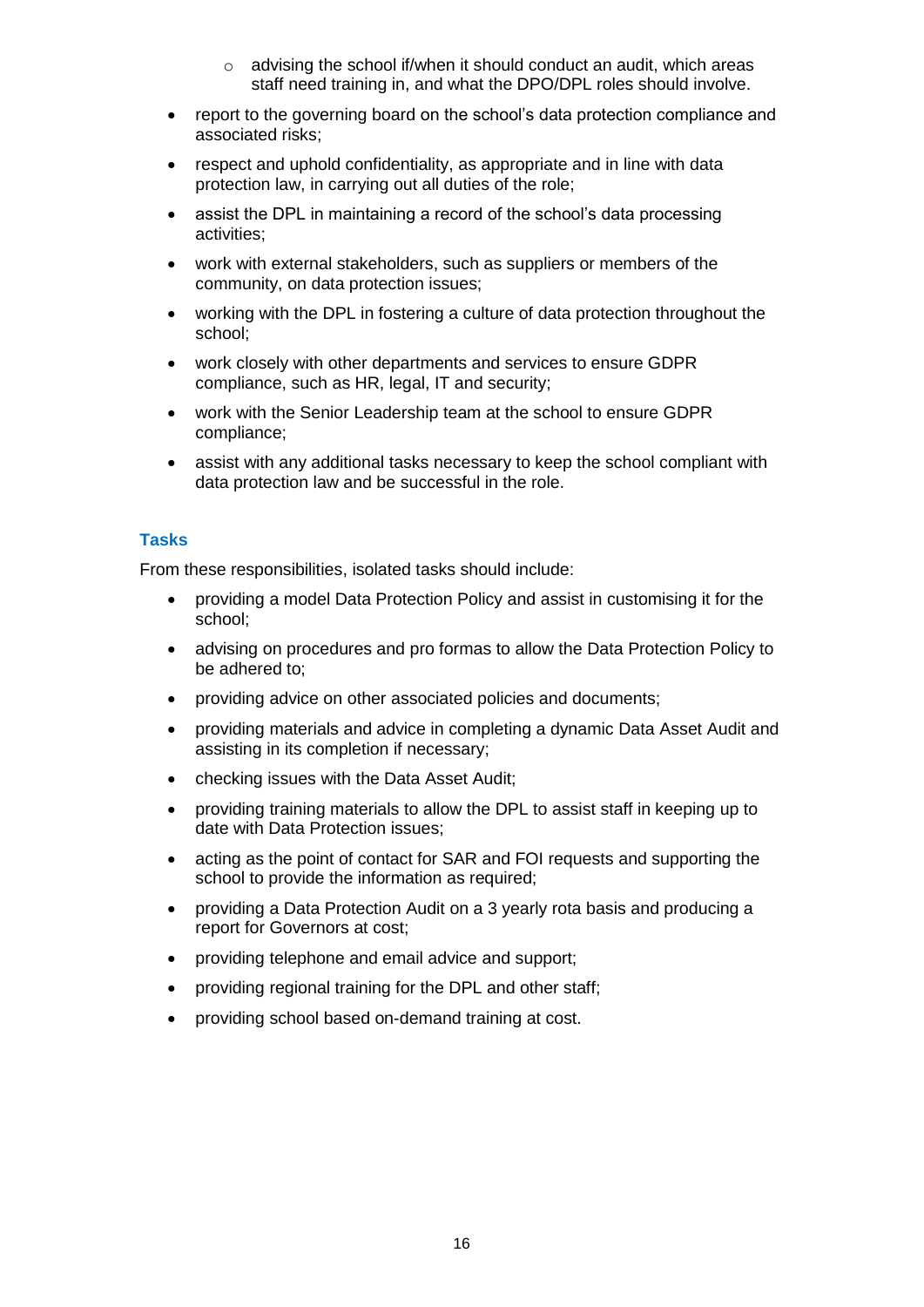- advising the school if/when it should conduct an audit, which areas staff need training in, and what the DPO/DPL roles should involve.

- report to the governing board on the school's data protection compliance and associated risks;
- respect and uphold confidentiality, as appropriate and in line with data protection law, in carrying out all duties of the role;
- assist the DPL in maintaining a record of the school's data processing activities;
- work with external stakeholders, such as suppliers or members of the community, on data protection issues;
- working with the DPL in fostering a culture of data protection throughout the school;
- work closely with other departments and services to ensure GDPR compliance, such as HR, legal, IT and security;
- work with the Senior Leadership team at the school to ensure GDPR compliance;
- assist with any additional tasks necessary to keep the school compliant with data protection law and be successful in the role.

### Tasks

From these responsibilities, isolated tasks should include:

- providing a model Data Protection Policy and assist in customising it for the school;
- advising on procedures and pro formas to allow the Data Protection Policy to be adhered to;
- providing advice on other associated policies and documents;
- providing materials and advice in completing a dynamic Data Asset Audit and assisting in its completion if necessary;
- checking issues with the Data Asset Audit;
- providing training materials to allow the DPL to assist staff in keeping up to date with Data Protection issues;
- acting as the point of contact for SAR and FOI requests and supporting the school to provide the information as required;
- providing a Data Protection Audit on a 3 yearly rota basis and producing a report for Governors at cost;
- providing telephone and email advice and support;
- providing regional training for the DPL and other staff;
- providing school based on-demand training at cost.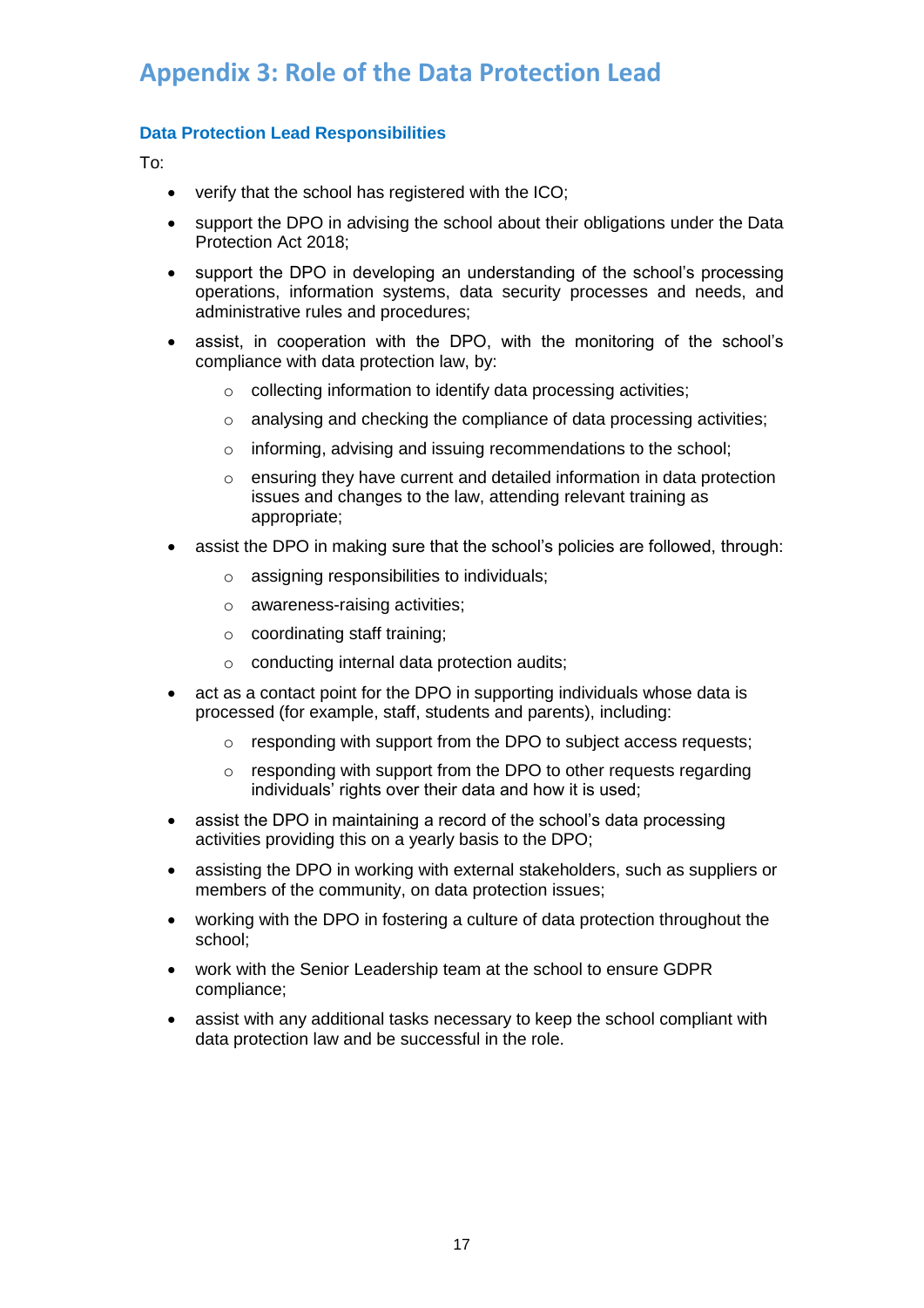# Appendix 3: Role of the Data Protection Lead

### Data Protection Lead Responsibilities

To:

- verify that the school has registered with the ICO;
- support the DPO in advising the school about their obligations under the Data Protection Act 2018;
- support the DPO in developing an understanding of the school's processing operations, information systems, data security processes and needs, and administrative rules and procedures;
- assist, in cooperation with the DPO, with the monitoring of the school's compliance with data protection law, by:
  - collecting information to identify data processing activities;
  - analysing and checking the compliance of data processing activities;
  - informing, advising and issuing recommendations to the school;
  - ensuring they have current and detailed information in data protection issues and changes to the law, attending relevant training as appropriate;
- assist the DPO in making sure that the school's policies are followed, through:
  - assigning responsibilities to individuals;
  - awareness-raising activities;
  - coordinating staff training;
  - conducting internal data protection audits;
- act as a contact point for the DPO in supporting individuals whose data is processed (for example, staff, students and parents), including:
  - responding with support from the DPO to subject access requests;
  - responding with support from the DPO to other requests regarding individuals' rights over their data and how it is used;
- assist the DPO in maintaining a record of the school's data processing activities providing this on a yearly basis to the DPO;
- assisting the DPO in working with external stakeholders, such as suppliers or members of the community, on data protection issues;
- working with the DPO in fostering a culture of data protection throughout the school;
- work with the Senior Leadership team at the school to ensure GDPR compliance;
- assist with any additional tasks necessary to keep the school compliant with data protection law and be successful in the role.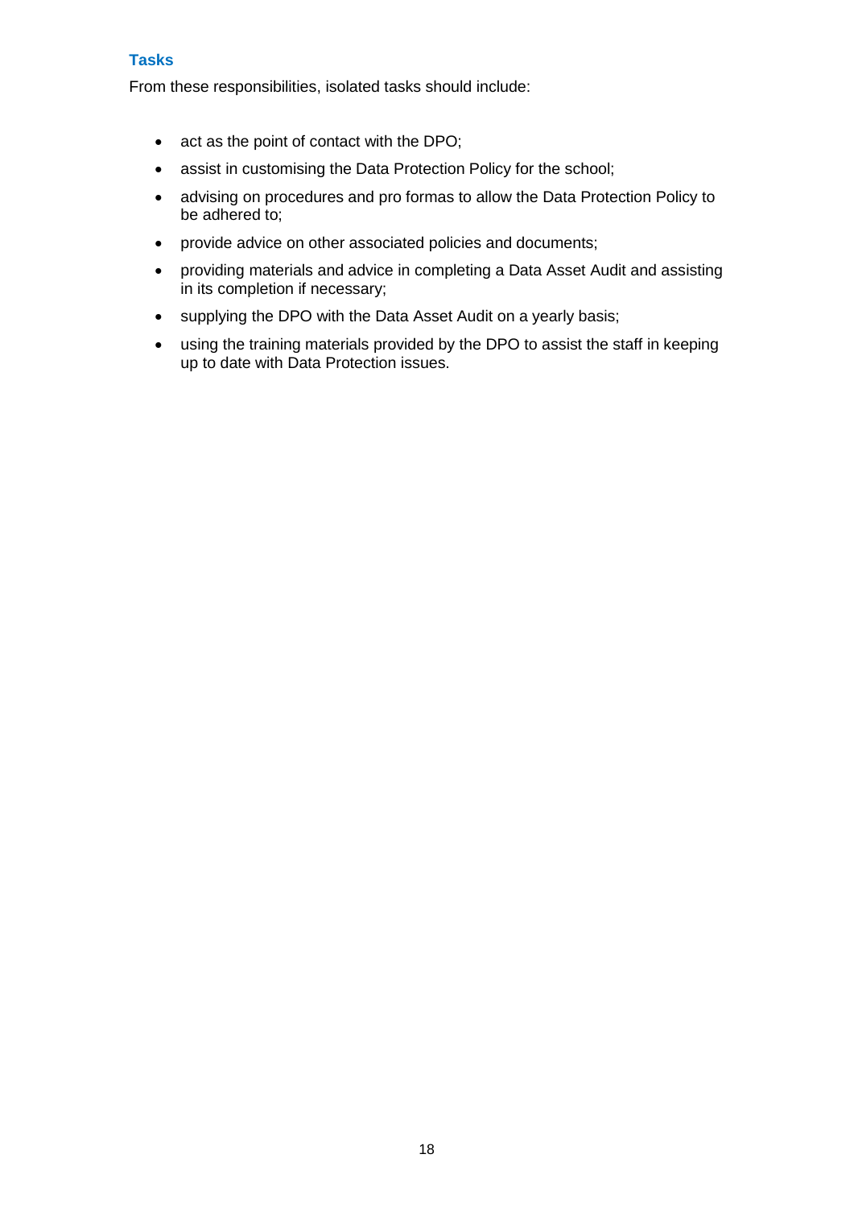### Tasks

From these responsibilities, isolated tasks should include:

- act as the point of contact with the DPO;
- assist in customising the Data Protection Policy for the school;
- advising on procedures and pro formas to allow the Data Protection Policy to be adhered to;
- provide advice on other associated policies and documents;
- providing materials and advice in completing a Data Asset Audit and assisting in its completion if necessary;
- supplying the DPO with the Data Asset Audit on a yearly basis;
- using the training materials provided by the DPO to assist the staff in keeping up to date with Data Protection issues.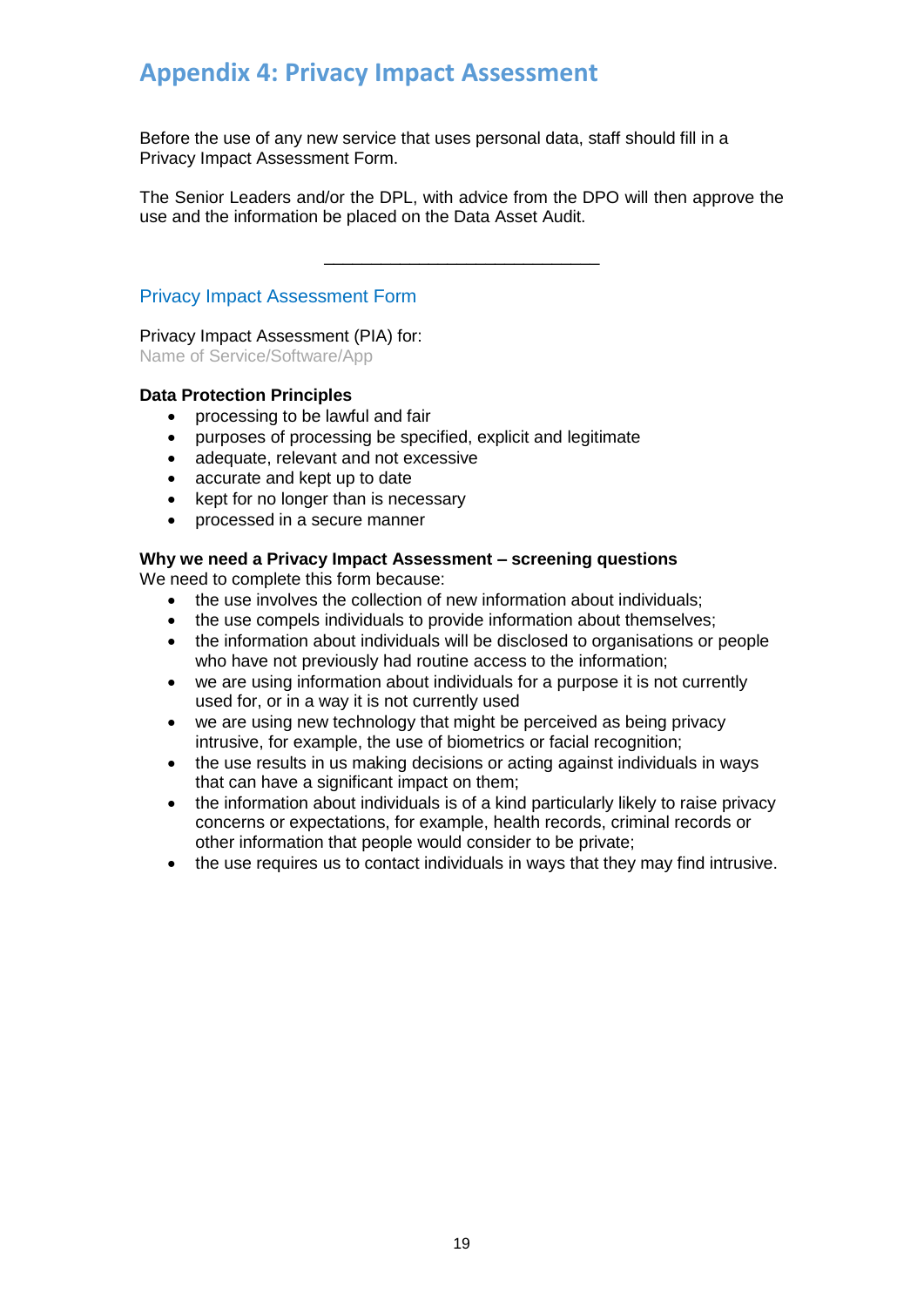# Appendix 4: Privacy Impact Assessment

Before the use of any new service that uses personal data, staff should fill in a Privacy Impact Assessment Form.

The Senior Leaders and/or the DPL, with advice from the DPO will then approve the use and the information be placed on the Data Asset Audit.

---

## Privacy Impact Assessment Form

Privacy Impact Assessment (PIA) for:
Name of Service/Software/App

**Data Protection Principles**

- processing to be lawful and fair
- purposes of processing be specified, explicit and legitimate
- adequate, relevant and not excessive
- accurate and kept up to date
- kept for no longer than is necessary
- processed in a secure manner

**Why we need a Privacy Impact Assessment – screening questions**
We need to complete this form because:

- the use involves the collection of new information about individuals;
- the use compels individuals to provide information about themselves;
- the information about individuals will be disclosed to organisations or people who have not previously had routine access to the information;
- we are using information about individuals for a purpose it is not currently used for, or in a way it is not currently used
- we are using new technology that might be perceived as being privacy intrusive, for example, the use of biometrics or facial recognition;
- the use results in us making decisions or acting against individuals in ways that can have a significant impact on them;
- the information about individuals is of a kind particularly likely to raise privacy concerns or expectations, for example, health records, criminal records or other information that people would consider to be private;
- the use requires us to contact individuals in ways that they may find intrusive.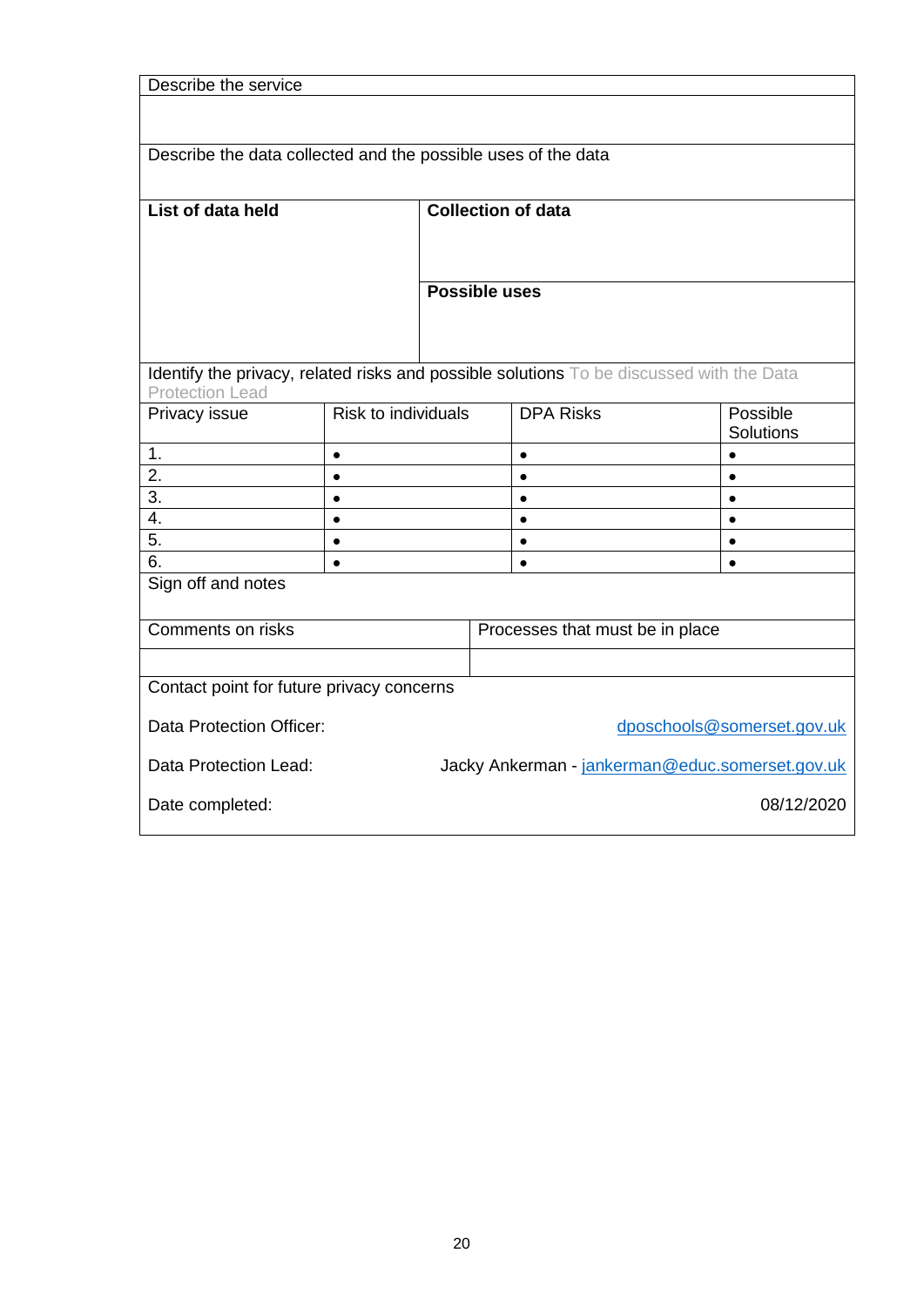| Describe the service |
| --- |
| |

Describe the data collected and the possible uses of the data

| **List of data held** | **Collection of data** |
| --- | --- |
| | |
| | **Possible uses** |
| | |

Identify the privacy, related risks and possible solutions To be discussed with the Data Protection Lead

| Privacy issue | Risk to individuals | DPA Risks | Possible Solutions |
| --- | --- | --- | --- |
| 1. | • | • | • |
| 2. | • | • | • |
| 3. | • | • | • |
| 4. | • | • | • |
| 5. | • | • | • |
| 6. | • | • | • |

Sign off and notes

| Comments on risks | Processes that must be in place |
| --- | --- |
| | |

Contact point for future privacy concerns

Data Protection Officer: dposchools@somerset.gov.uk

Data Protection Lead: Jacky Ankerman - jankerman@educ.somerset.gov.uk

Date completed: 08/12/2020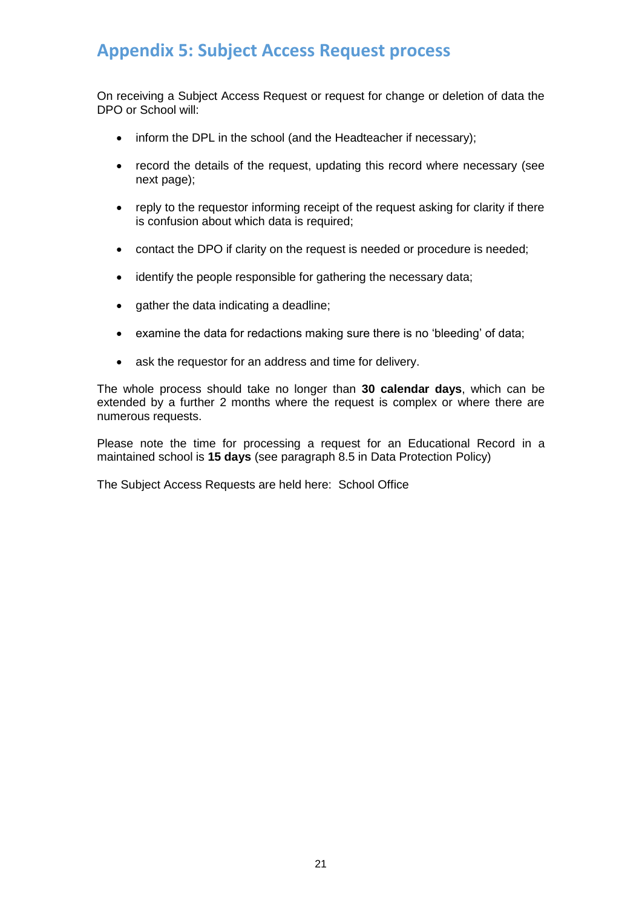## Appendix 5: Subject Access Request process

On receiving a Subject Access Request or request for change or deletion of data the DPO or School will:

- inform the DPL in the school (and the Headteacher if necessary);
- record the details of the request, updating this record where necessary (see next page);
- reply to the requestor informing receipt of the request asking for clarity if there is confusion about which data is required;
- contact the DPO if clarity on the request is needed or procedure is needed;
- identify the people responsible for gathering the necessary data;
- gather the data indicating a deadline;
- examine the data for redactions making sure there is no 'bleeding' of data;
- ask the requestor for an address and time for delivery.

The whole process should take no longer than **30 calendar days**, which can be extended by a further 2 months where the request is complex or where there are numerous requests.

Please note the time for processing a request for an Educational Record in a maintained school is **15 days** (see paragraph 8.5 in Data Protection Policy)

The Subject Access Requests are held here: School Office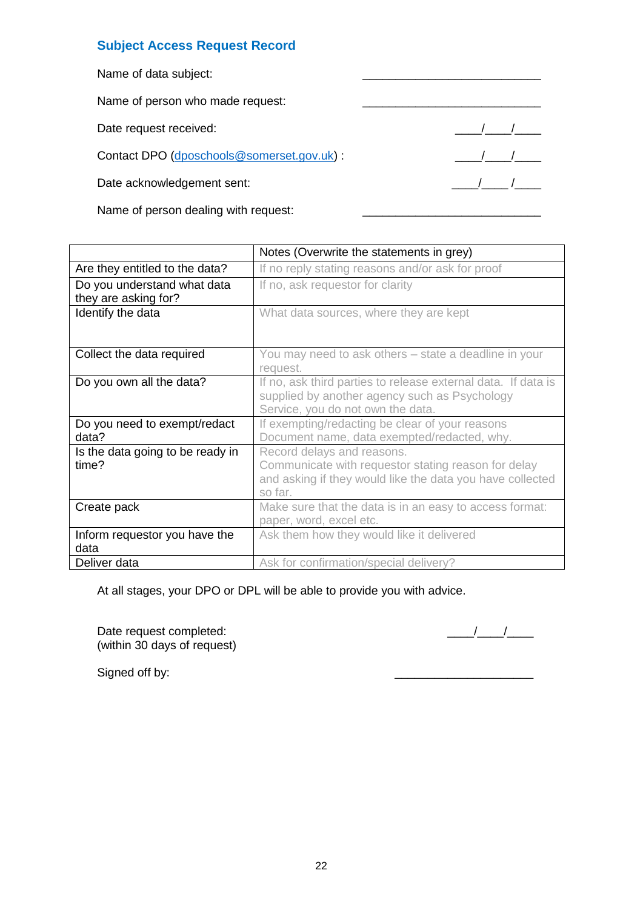## Subject Access Request Record

Name of data subject: ___________________________

Name of person who made request: ___________________________

Date request received: ____/____/____

Contact DPO (dposchools@somerset.gov.uk) : ____/____/____

Date acknowledgement sent: ____/____ /____

Name of person dealing with request: ___________________________

| | Notes (Overwrite the statements in grey) |
|---|---|
| Are they entitled to the data? | If no reply stating reasons and/or ask for proof |
| Do you understand what data they are asking for? | If no, ask requestor for clarity |
| Identify the data | What data sources, where they are kept |
| Collect the data required | You may need to ask others – state a deadline in your request. |
| Do you own all the data? | If no, ask third parties to release external data. If data is supplied by another agency such as Psychology Service, you do not own the data. |
| Do you need to exempt/redact data? | If exempting/redacting be clear of your reasons Document name, data exempted/redacted, why. |
| Is the data going to be ready in time? | Record delays and reasons. Communicate with requestor stating reason for delay and asking if they would like the data you have collected so far. |
| Create pack | Make sure that the data is in an easy to access format: paper, word, excel etc. |
| Inform requestor you have the data | Ask them how they would like it delivered |
| Deliver data | Ask for confirmation/special delivery? |

At all stages, your DPO or DPL will be able to provide you with advice.

Date request completed:
(within 30 days of request) ____/____/____

Signed off by: _____________________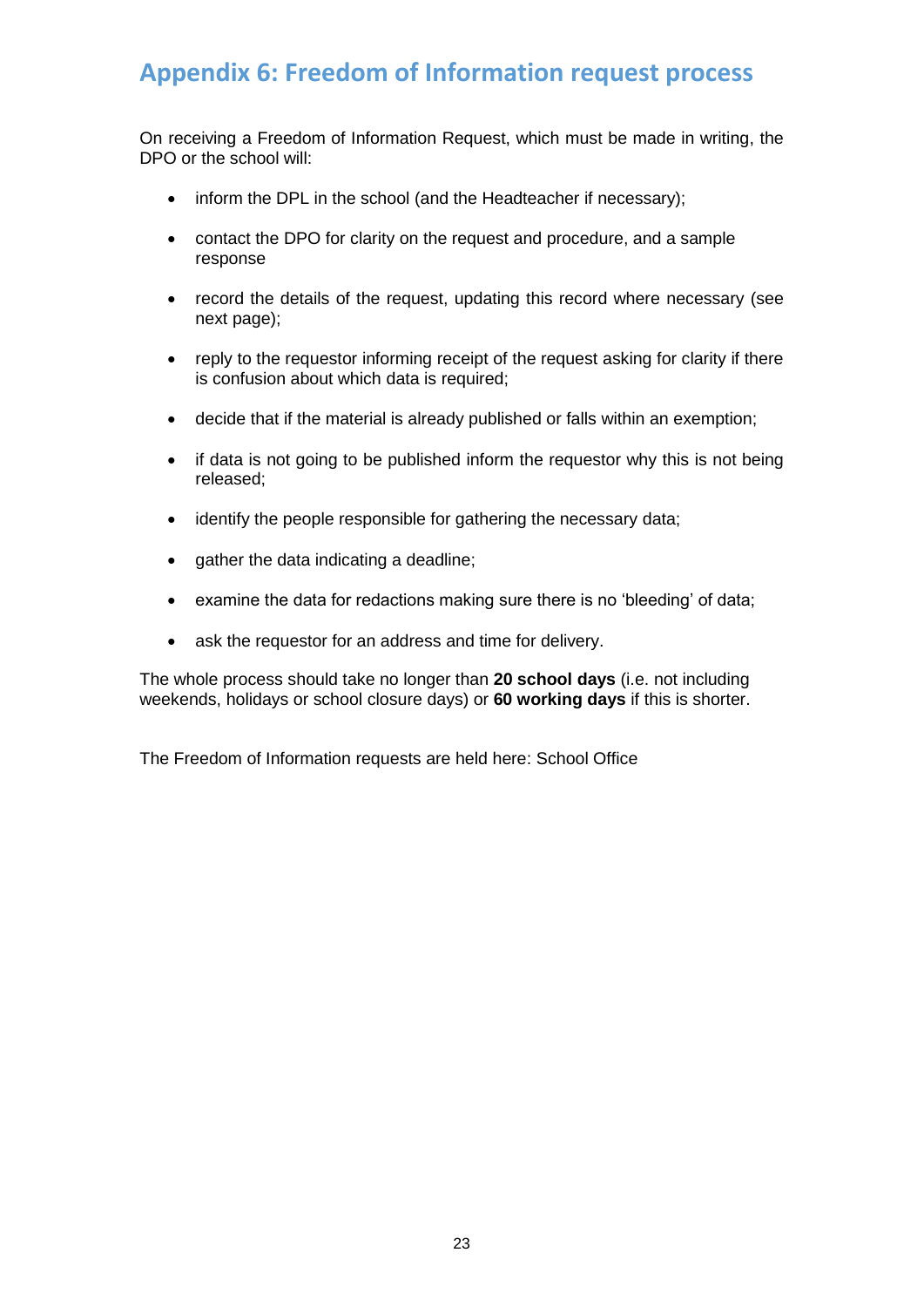## Appendix 6: Freedom of Information request process

On receiving a Freedom of Information Request, which must be made in writing, the DPO or the school will:

- inform the DPL in the school (and the Headteacher if necessary);
- contact the DPO for clarity on the request and procedure, and a sample response
- record the details of the request, updating this record where necessary (see next page);
- reply to the requestor informing receipt of the request asking for clarity if there is confusion about which data is required;
- decide that if the material is already published or falls within an exemption;
- if data is not going to be published inform the requestor why this is not being released;
- identify the people responsible for gathering the necessary data;
- gather the data indicating a deadline;
- examine the data for redactions making sure there is no 'bleeding' of data;
- ask the requestor for an address and time for delivery.

The whole process should take no longer than **20 school days** (i.e. not including weekends, holidays or school closure days) or **60 working days** if this is shorter.

The Freedom of Information requests are held here: School Office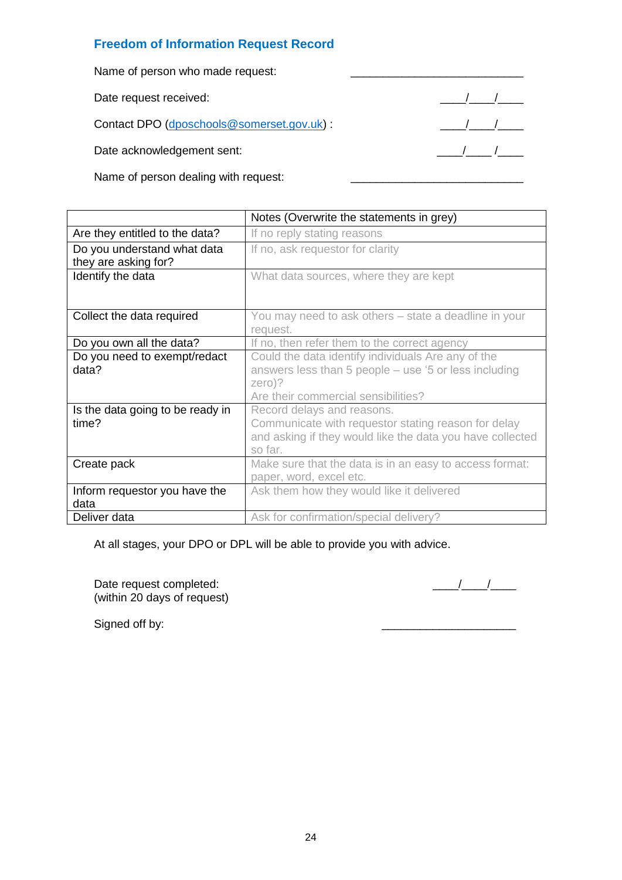## Freedom of Information Request Record

Name of person who made request: ____________________________

Date request received: ____/____/____

Contact DPO (dposchools@somerset.gov.uk) : ____/____/____

Date acknowledgement sent: ____/____ /____

Name of person dealing with request: ____________________________

| | Notes (Overwrite the statements in grey) |
|---|---|
| Are they entitled to the data? | If no reply stating reasons |
| Do you understand what data they are asking for? | If no, ask requestor for clarity |
| Identify the data | What data sources, where they are kept |
| Collect the data required | You may need to ask others – state a deadline in your request. |
| Do you own all the data? | If no, then refer them to the correct agency |
| Do you need to exempt/redact data? | Could the data identify individuals Are any of the answers less than 5 people – use '5 or less including zero)?<br>Are their commercial sensibilities? |
| Is the data going to be ready in time? | Record delays and reasons.<br>Communicate with requestor stating reason for delay and asking if they would like the data you have collected so far. |
| Create pack | Make sure that the data is in an easy to access format: paper, word, excel etc. |
| Inform requestor you have the data | Ask them how they would like it delivered |
| Deliver data | Ask for confirmation/special delivery? |

At all stages, your DPO or DPL will be able to provide you with advice.

Date request completed:
(within 20 days of request) ____/____/____

Signed off by: ______________________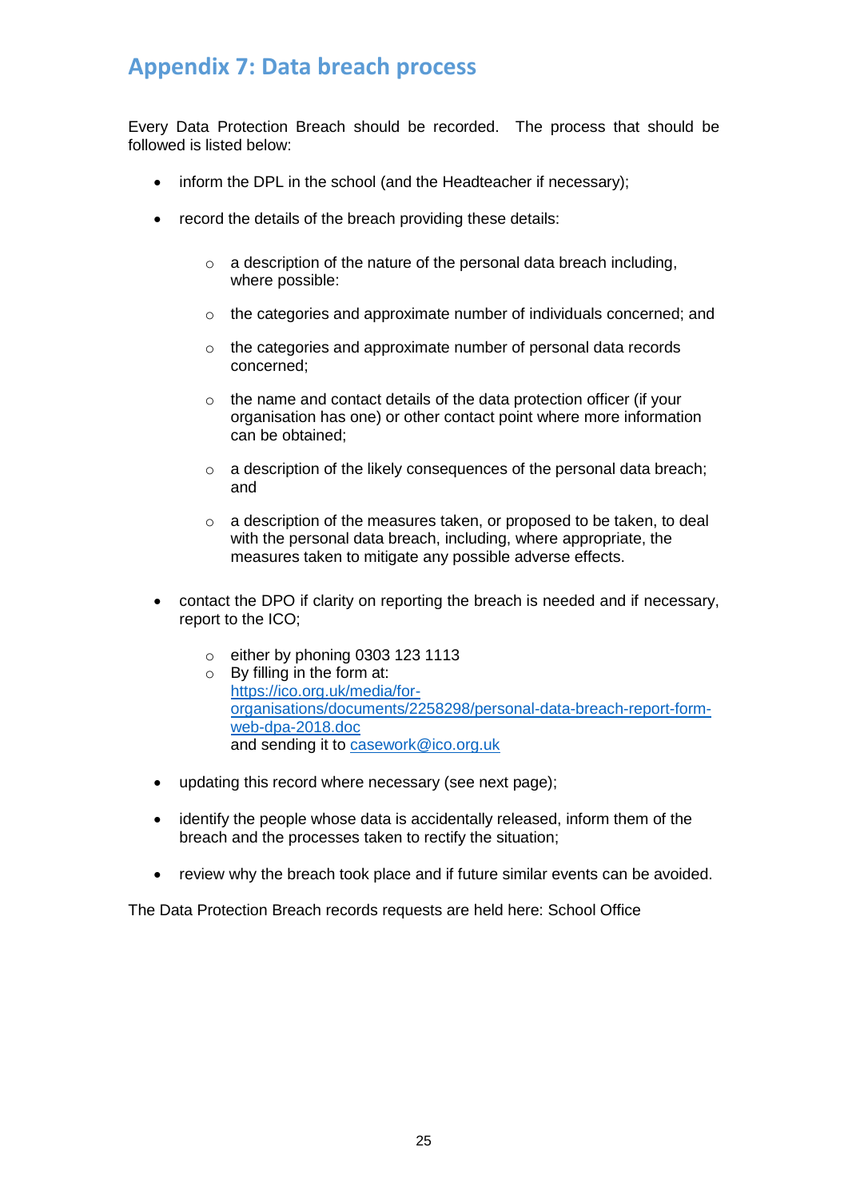## Appendix 7: Data breach process

Every Data Protection Breach should be recorded. The process that should be followed is listed below:

- inform the DPL in the school (and the Headteacher if necessary);
- record the details of the breach providing these details:
    - a description of the nature of the personal data breach including, where possible:
    - the categories and approximate number of individuals concerned; and
    - the categories and approximate number of personal data records concerned;
    - the name and contact details of the data protection officer (if your organisation has one) or other contact point where more information can be obtained;
    - a description of the likely consequences of the personal data breach; and
    - a description of the measures taken, or proposed to be taken, to deal with the personal data breach, including, where appropriate, the measures taken to mitigate any possible adverse effects.
- contact the DPO if clarity on reporting the breach is needed and if necessary, report to the ICO;
    - either by phoning 0303 123 1113
    - By filling in the form at: [https://ico.org.uk/media/for-organisations/documents/2258298/personal-data-breach-report-form-web-dpa-2018.doc](https://ico.org.uk/media/for-organisations/documents/2258298/personal-data-breach-report-form-web-dpa-2018.doc) and sending it to [casework@ico.org.uk](mailto:casework@ico.org.uk)
- updating this record where necessary (see next page);
- identify the people whose data is accidentally released, inform them of the breach and the processes taken to rectify the situation;
- review why the breach took place and if future similar events can be avoided.

The Data Protection Breach records requests are held here: School Office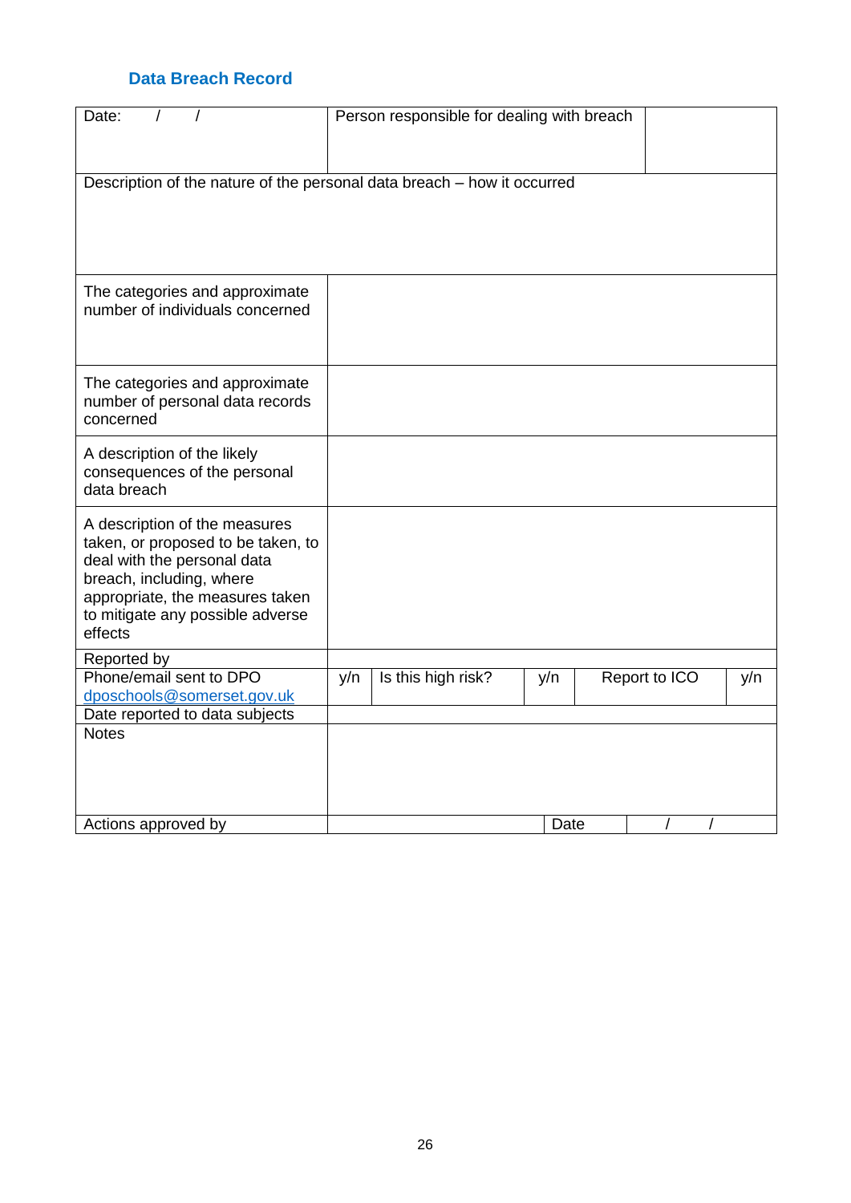### Data Breach Record

| | | | | | |
|---|---|---|---|---|---|
| Date: / / | Person responsible for dealing with breach | | | | |
| Description of the nature of the personal data breach – how it occurred | | | | | |
| The categories and approximate number of individuals concerned | | | | | |
| The categories and approximate number of personal data records concerned | | | | | |
| A description of the likely consequences of the personal data breach | | | | | |
| A description of the measures taken, or proposed to be taken, to deal with the personal data breach, including, where appropriate, the measures taken to mitigate any possible adverse effects | | | | | |
| Reported by | | | | | |
| Phone/email sent to DPO dposchools@somerset.gov.uk | y/n | Is this high risk? | y/n | Report to ICO | y/n |
| Date reported to data subjects | | | | | |
| Notes | | | | | |
| Actions approved by | | Date | / / | | |